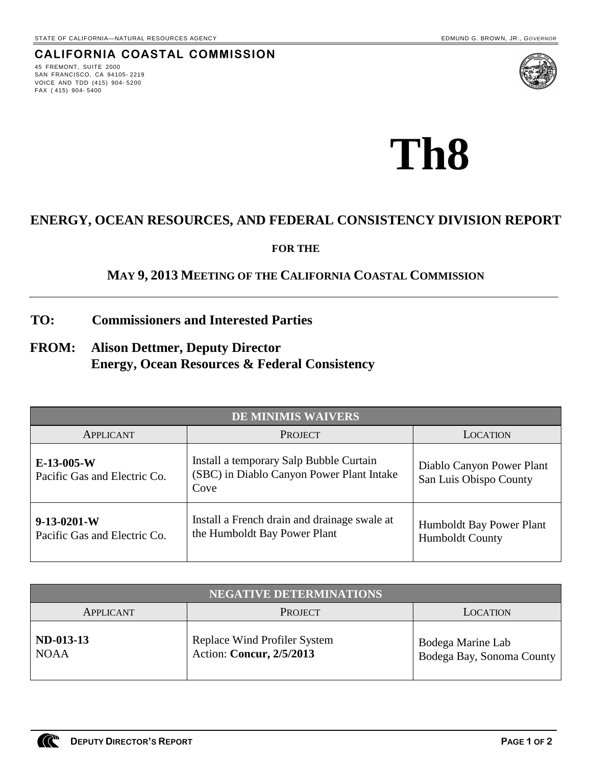STATE OF CALIFORNIA—NATURAL RESOURCES AGENCY EDMUND G. BROWN, JR., *GOVERNOR*

**CALIFORNIA COASTAL COMMISSION**

45 FREMONT, SUITE 2000
SAN FRANCISCO, CA 94105-2219
VOICE AND TDD (415) 904-5200
FAX (415) 904-5400

# Th8

## ENERGY, OCEAN RESOURCES, AND FEDERAL CONSISTENCY DIVISION REPORT

**FOR THE**

**MAY 9, 2013 MEETING OF THE CALIFORNIA COASTAL COMMISSION**

---

**TO: Commissioners and Interested Parties**

**FROM: Alison Dettmer, Deputy Director**
**Energy, Ocean Resources & Federal Consistency**

| DE MINIMIS WAIVERS | | |
|---|---|---|
| APPLICANT | PROJECT | LOCATION |
| **E-13-005-W**<br>Pacific Gas and Electric Co. | Install a temporary Salp Bubble Curtain (SBC) in Diablo Canyon Power Plant Intake Cove | Diablo Canyon Power Plant<br>San Luis Obispo County |
| **9-13-0201-W**<br>Pacific Gas and Electric Co. | Install a French drain and drainage swale at the Humboldt Bay Power Plant | Humboldt Bay Power Plant<br>Humboldt County |

| NEGATIVE DETERMINATIONS | | |
|---|---|---|
| APPLICANT | PROJECT | LOCATION |
| **ND-013-13**<br>NOAA | Replace Wind Profiler System<br>Action: **Concur, 2/5/2013** | Bodega Marine Lab<br>Bodega Bay, Sonoma County |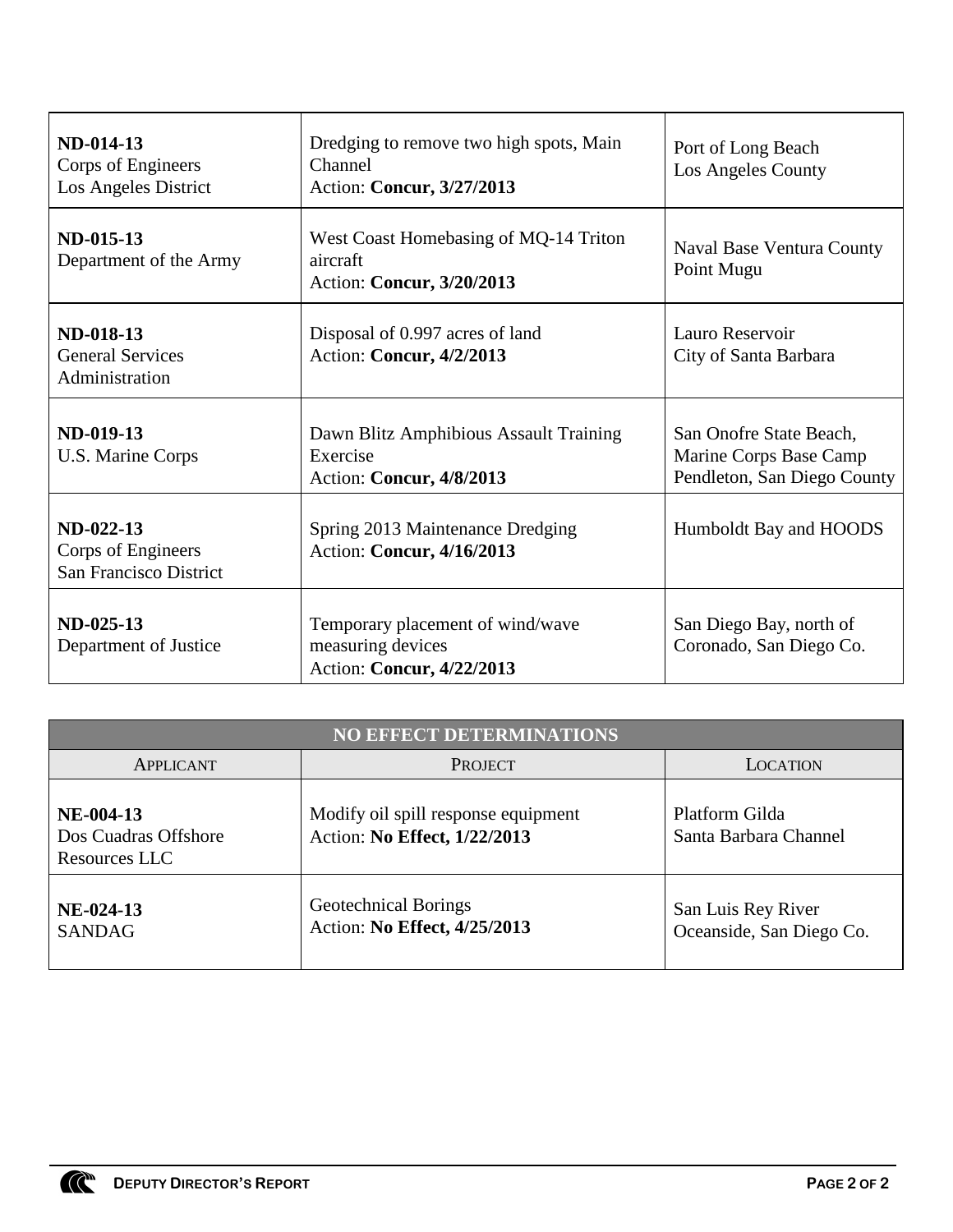| | | |
|---|---|---|
| **ND-014-13**<br>Corps of Engineers<br>Los Angeles District | Dredging to remove two high spots, Main Channel<br>Action: **Concur, 3/27/2013** | Port of Long Beach<br>Los Angeles County |
| **ND-015-13**<br>Department of the Army | West Coast Homebasing of MQ-14 Triton aircraft<br>Action: **Concur, 3/20/2013** | Naval Base Ventura County<br>Point Mugu |
| **ND-018-13**<br>General Services Administration | Disposal of 0.997 acres of land<br>Action: **Concur, 4/2/2013** | Lauro Reservoir<br>City of Santa Barbara |
| **ND-019-13**<br>U.S. Marine Corps | Dawn Blitz Amphibious Assault Training Exercise<br>Action: **Concur, 4/8/2013** | San Onofre State Beach, Marine Corps Base Camp Pendleton, San Diego County |
| **ND-022-13**<br>Corps of Engineers<br>San Francisco District | Spring 2013 Maintenance Dredging<br>Action: **Concur, 4/16/2013** | Humboldt Bay and HOODS |
| **ND-025-13**<br>Department of Justice | Temporary placement of wind/wave measuring devices<br>Action: **Concur, 4/22/2013** | San Diego Bay, north of Coronado, San Diego Co. |

| **NO EFFECT DETERMINATIONS** | | |
|---|---|---|
| APPLICANT | PROJECT | LOCATION |
| **NE-004-13**<br>Dos Cuadras Offshore Resources LLC | Modify oil spill response equipment<br>Action: **No Effect, 1/22/2013** | Platform Gilda<br>Santa Barbara Channel |
| **NE-024-13**<br>SANDAG | Geotechnical Borings<br>Action: **No Effect, 4/25/2013** | San Luis Rey River<br>Oceanside, San Diego Co. |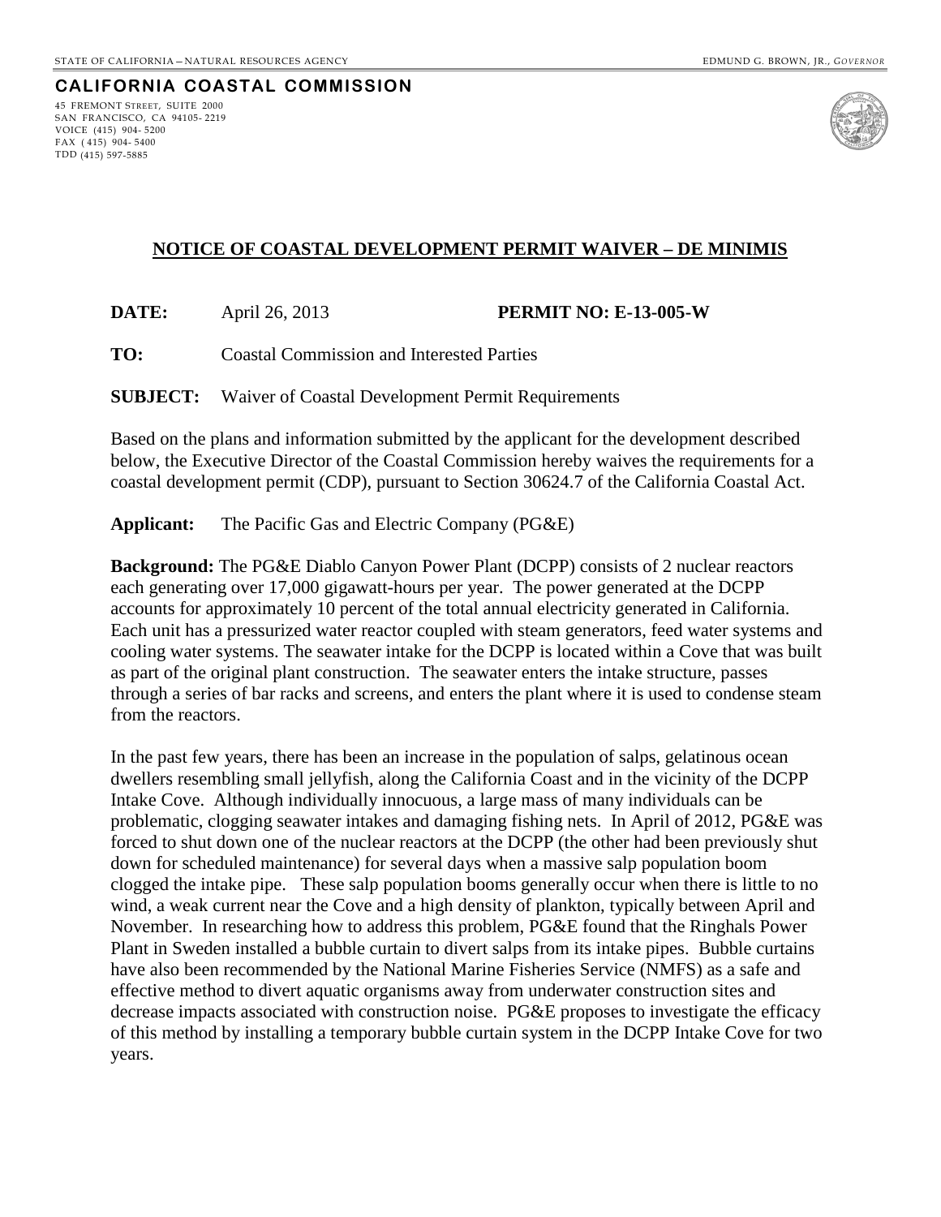STATE OF CALIFORNIA – NATURAL RESOURCES AGENCY — EDMUND G. BROWN, JR., *GOVERNOR*

**CALIFORNIA COASTAL COMMISSION**

45 FREMONT STREET, SUITE 2000
SAN FRANCISCO, CA 94105-2219
VOICE (415) 904-5200
FAX (415) 904-5400
TDD (415) 597-5885

## NOTICE OF COASTAL DEVELOPMENT PERMIT WAIVER – DE MINIMIS

**DATE:** April 26, 2013 **PERMIT NO: E-13-005-W**

**TO:** Coastal Commission and Interested Parties

**SUBJECT:** Waiver of Coastal Development Permit Requirements

Based on the plans and information submitted by the applicant for the development described below, the Executive Director of the Coastal Commission hereby waives the requirements for a coastal development permit (CDP), pursuant to Section 30624.7 of the California Coastal Act.

**Applicant:** The Pacific Gas and Electric Company (PG&E)

**Background:** The PG&E Diablo Canyon Power Plant (DCPP) consists of 2 nuclear reactors each generating over 17,000 gigawatt-hours per year. The power generated at the DCPP accounts for approximately 10 percent of the total annual electricity generated in California. Each unit has a pressurized water reactor coupled with steam generators, feed water systems and cooling water systems. The seawater intake for the DCPP is located within a Cove that was built as part of the original plant construction. The seawater enters the intake structure, passes through a series of bar racks and screens, and enters the plant where it is used to condense steam from the reactors.

In the past few years, there has been an increase in the population of salps, gelatinous ocean dwellers resembling small jellyfish, along the California Coast and in the vicinity of the DCPP Intake Cove. Although individually innocuous, a large mass of many individuals can be problematic, clogging seawater intakes and damaging fishing nets. In April of 2012, PG&E was forced to shut down one of the nuclear reactors at the DCPP (the other had been previously shut down for scheduled maintenance) for several days when a massive salp population boom clogged the intake pipe. These salp population booms generally occur when there is little to no wind, a weak current near the Cove and a high density of plankton, typically between April and November. In researching how to address this problem, PG&E found that the Ringhals Power Plant in Sweden installed a bubble curtain to divert salps from its intake pipes. Bubble curtains have also been recommended by the National Marine Fisheries Service (NMFS) as a safe and effective method to divert aquatic organisms away from underwater construction sites and decrease impacts associated with construction noise. PG&E proposes to investigate the efficacy of this method by installing a temporary bubble curtain system in the DCPP Intake Cove for two years.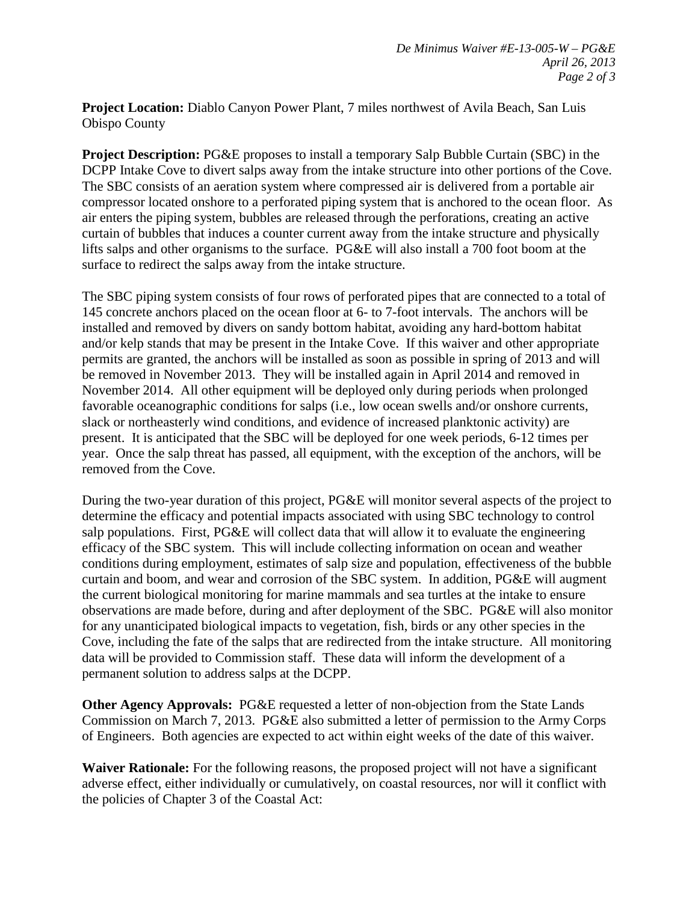**Project Location:** Diablo Canyon Power Plant, 7 miles northwest of Avila Beach, San Luis Obispo County

**Project Description:** PG&E proposes to install a temporary Salp Bubble Curtain (SBC) in the DCPP Intake Cove to divert salps away from the intake structure into other portions of the Cove. The SBC consists of an aeration system where compressed air is delivered from a portable air compressor located onshore to a perforated piping system that is anchored to the ocean floor. As air enters the piping system, bubbles are released through the perforations, creating an active curtain of bubbles that induces a counter current away from the intake structure and physically lifts salps and other organisms to the surface. PG&E will also install a 700 foot boom at the surface to redirect the salps away from the intake structure.

The SBC piping system consists of four rows of perforated pipes that are connected to a total of 145 concrete anchors placed on the ocean floor at 6- to 7-foot intervals. The anchors will be installed and removed by divers on sandy bottom habitat, avoiding any hard-bottom habitat and/or kelp stands that may be present in the Intake Cove. If this waiver and other appropriate permits are granted, the anchors will be installed as soon as possible in spring of 2013 and will be removed in November 2013. They will be installed again in April 2014 and removed in November 2014. All other equipment will be deployed only during periods when prolonged favorable oceanographic conditions for salps (i.e., low ocean swells and/or onshore currents, slack or northeasterly wind conditions, and evidence of increased planktonic activity) are present. It is anticipated that the SBC will be deployed for one week periods, 6-12 times per year. Once the salp threat has passed, all equipment, with the exception of the anchors, will be removed from the Cove.

During the two-year duration of this project, PG&E will monitor several aspects of the project to determine the efficacy and potential impacts associated with using SBC technology to control salp populations. First, PG&E will collect data that will allow it to evaluate the engineering efficacy of the SBC system. This will include collecting information on ocean and weather conditions during employment, estimates of salp size and population, effectiveness of the bubble curtain and boom, and wear and corrosion of the SBC system. In addition, PG&E will augment the current biological monitoring for marine mammals and sea turtles at the intake to ensure observations are made before, during and after deployment of the SBC. PG&E will also monitor for any unanticipated biological impacts to vegetation, fish, birds or any other species in the Cove, including the fate of the salps that are redirected from the intake structure. All monitoring data will be provided to Commission staff. These data will inform the development of a permanent solution to address salps at the DCPP.

**Other Agency Approvals:** PG&E requested a letter of non-objection from the State Lands Commission on March 7, 2013. PG&E also submitted a letter of permission to the Army Corps of Engineers. Both agencies are expected to act within eight weeks of the date of this waiver.

**Waiver Rationale:** For the following reasons, the proposed project will not have a significant adverse effect, either individually or cumulatively, on coastal resources, nor will it conflict with the policies of Chapter 3 of the Coastal Act: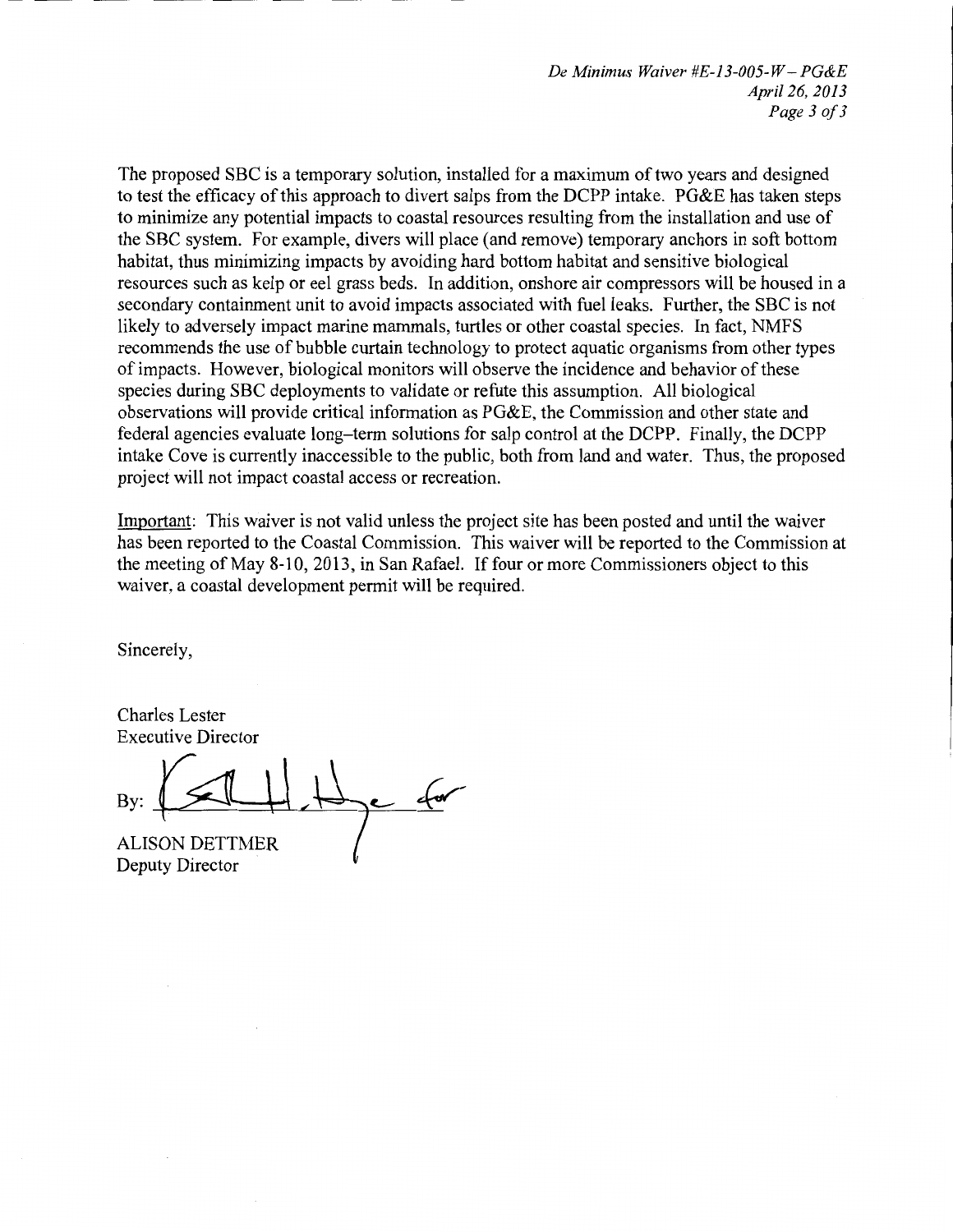The proposed SBC is a temporary solution, installed for a maximum of two years and designed to test the efficacy of this approach to divert salps from the DCPP intake. PG&E has taken steps to minimize any potential impacts to coastal resources resulting from the installation and use of the SBC system. For example, divers will place (and remove) temporary anchors in soft bottom habitat, thus minimizing impacts by avoiding hard bottom habitat and sensitive biological resources such as kelp or eel grass beds. In addition, onshore air compressors will be housed in a secondary containment unit to avoid impacts associated with fuel leaks. Further, the SBC is not likely to adversely impact marine mammals, turtles or other coastal species. In fact, NMFS recommends the use of bubble curtain technology to protect aquatic organisms from other types of impacts. However, biological monitors will observe the incidence and behavior of these species during SBC deployments to validate or refute this assumption. All biological observations will provide critical information as PG&E, the Commission and other state and federal agencies evaluate long–term solutions for salp control at the DCPP. Finally, the DCPP intake Cove is currently inaccessible to the public, both from land and water. Thus, the proposed project will not impact coastal access or recreation.

Important: This waiver is not valid unless the project site has been posted and until the waiver has been reported to the Coastal Commission. This waiver will be reported to the Commission at the meeting of May 8-10, 2013, in San Rafael. If four or more Commissioners object to this waiver, a coastal development permit will be required.

Sincerely,

Charles Lester
Executive Director

By: ______________ for

ALISON DETTMER
Deputy Director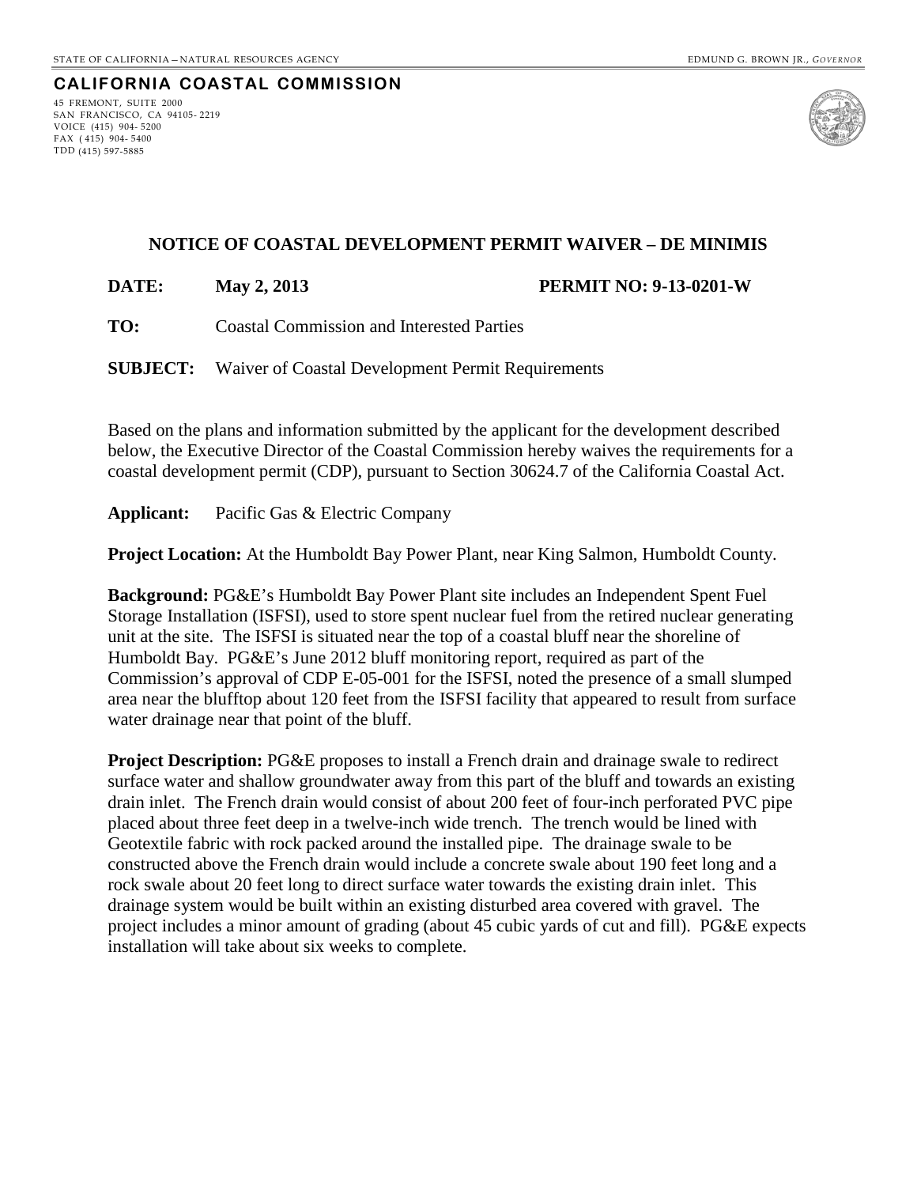STATE OF CALIFORNIA — NATURAL RESOURCES AGENCY

EDMUND G. BROWN JR., *GOVERNOR*

**CALIFORNIA COASTAL COMMISSION**

45 FREMONT, SUITE 2000
SAN FRANCISCO, CA 94105- 2219
VOICE (415) 904- 5200
FAX ( 415) 904- 5400
TDD (415) 597-5885

## NOTICE OF COASTAL DEVELOPMENT PERMIT WAIVER – DE MINIMIS

**DATE:** **May 2, 2013** **PERMIT NO: 9-13-0201-W**

**TO:** Coastal Commission and Interested Parties

**SUBJECT:** Waiver of Coastal Development Permit Requirements

Based on the plans and information submitted by the applicant for the development described below, the Executive Director of the Coastal Commission hereby waives the requirements for a coastal development permit (CDP), pursuant to Section 30624.7 of the California Coastal Act.

**Applicant:** Pacific Gas & Electric Company

**Project Location:** At the Humboldt Bay Power Plant, near King Salmon, Humboldt County.

**Background:** PG&E's Humboldt Bay Power Plant site includes an Independent Spent Fuel Storage Installation (ISFSI), used to store spent nuclear fuel from the retired nuclear generating unit at the site. The ISFSI is situated near the top of a coastal bluff near the shoreline of Humboldt Bay. PG&E's June 2012 bluff monitoring report, required as part of the Commission's approval of CDP E-05-001 for the ISFSI, noted the presence of a small slumped area near the blufftop about 120 feet from the ISFSI facility that appeared to result from surface water drainage near that point of the bluff.

**Project Description:** PG&E proposes to install a French drain and drainage swale to redirect surface water and shallow groundwater away from this part of the bluff and towards an existing drain inlet. The French drain would consist of about 200 feet of four-inch perforated PVC pipe placed about three feet deep in a twelve-inch wide trench. The trench would be lined with Geotextile fabric with rock packed around the installed pipe. The drainage swale to be constructed above the French drain would include a concrete swale about 190 feet long and a rock swale about 20 feet long to direct surface water towards the existing drain inlet. This drainage system would be built within an existing disturbed area covered with gravel. The project includes a minor amount of grading (about 45 cubic yards of cut and fill). PG&E expects installation will take about six weeks to complete.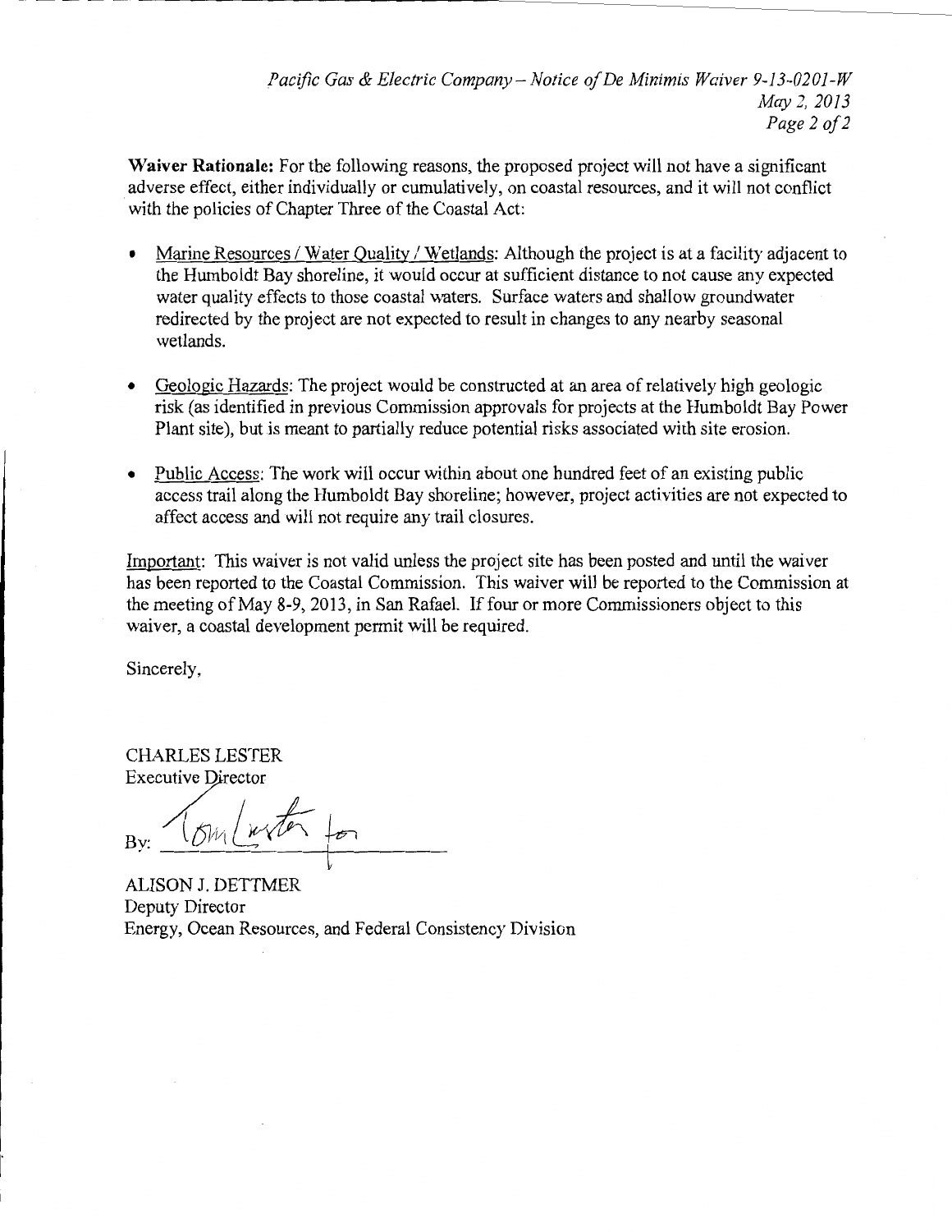**Waiver Rationale:** For the following reasons, the proposed project will not have a significant adverse effect, either individually or cumulatively, on coastal resources, and it will not conflict with the policies of Chapter Three of the Coastal Act:

- Marine Resources / Water Quality / Wetlands: Although the project is at a facility adjacent to the Humboldt Bay shoreline, it would occur at sufficient distance to not cause any expected water quality effects to those coastal waters. Surface waters and shallow groundwater redirected by the project are not expected to result in changes to any nearby seasonal wetlands.

- Geologic Hazards: The project would be constructed at an area of relatively high geologic risk (as identified in previous Commission approvals for projects at the Humboldt Bay Power Plant site), but is meant to partially reduce potential risks associated with site erosion.

- Public Access: The work will occur within about one hundred feet of an existing public access trail along the Humboldt Bay shoreline; however, project activities are not expected to affect access and will not require any trail closures.

Important: This waiver is not valid unless the project site has been posted and until the waiver has been reported to the Coastal Commission. This waiver will be reported to the Commission at the meeting of May 8-9, 2013, in San Rafael. If four or more Commissioners object to this waiver, a coastal development permit will be required.

Sincerely,

CHARLES LESTER
Executive Director

By: Tom Luster for

ALISON J. DETTMER
Deputy Director
Energy, Ocean Resources, and Federal Consistency Division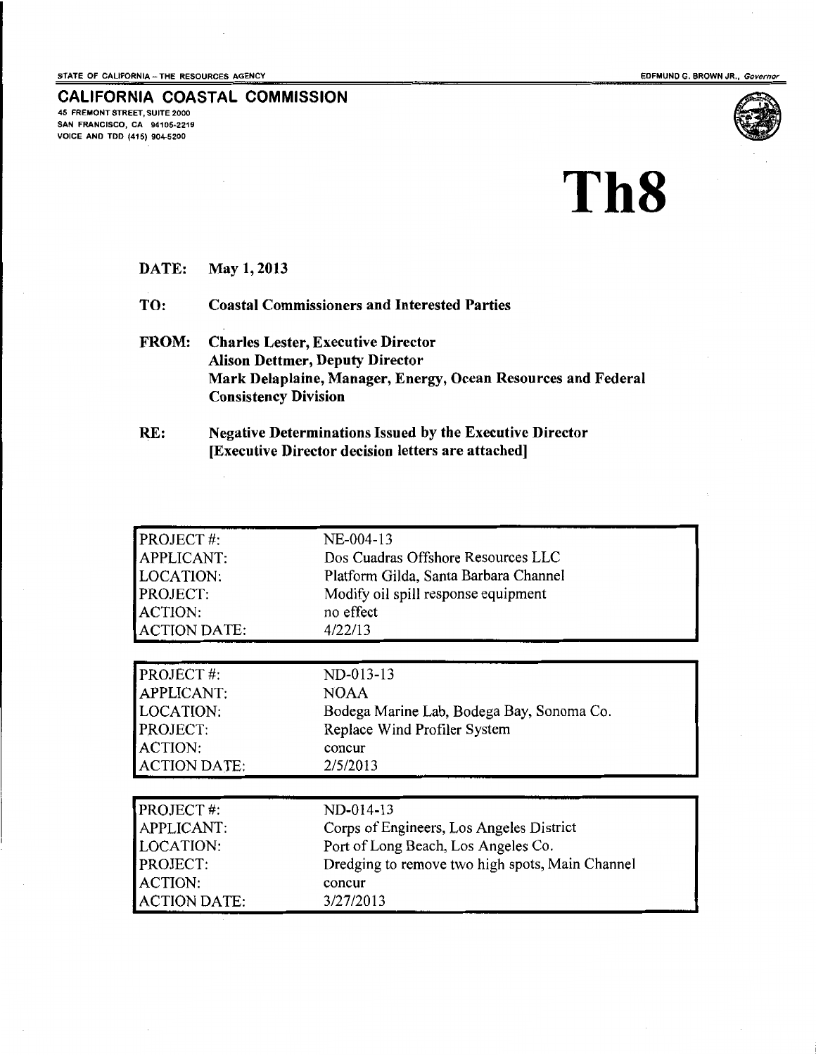STATE OF CALIFORNIA – THE RESOURCES AGENCY

EDMUND G. BROWN JR., *Governor*

**CALIFORNIA COASTAL COMMISSION**
45 FREMONT STREET, SUITE 2000
SAN FRANCISCO, CA 94105-2219
VOICE AND TDD (415) 904-5200

# Th8

**DATE:** May 1, 2013

**TO:** Coastal Commissioners and Interested Parties

**FROM:** Charles Lester, Executive Director
Alison Dettmer, Deputy Director
Mark Delaplaine, Manager, Energy, Ocean Resources and Federal Consistency Division

**RE:** Negative Determinations Issued by the Executive Director
[Executive Director decision letters are attached]

| | |
|---|---|
| PROJECT #: | NE-004-13 |
| APPLICANT: | Dos Cuadras Offshore Resources LLC |
| LOCATION: | Platform Gilda, Santa Barbara Channel |
| PROJECT: | Modify oil spill response equipment |
| ACTION: | no effect |
| ACTION DATE: | 4/22/13 |

| | |
|---|---|
| PROJECT #: | ND-013-13 |
| APPLICANT: | NOAA |
| LOCATION: | Bodega Marine Lab, Bodega Bay, Sonoma Co. |
| PROJECT: | Replace Wind Profiler System |
| ACTION: | concur |
| ACTION DATE: | 2/5/2013 |

| | |
|---|---|
| PROJECT #: | ND-014-13 |
| APPLICANT: | Corps of Engineers, Los Angeles District |
| LOCATION: | Port of Long Beach, Los Angeles Co. |
| PROJECT: | Dredging to remove two high spots, Main Channel |
| ACTION: | concur |
| ACTION DATE: | 3/27/2013 |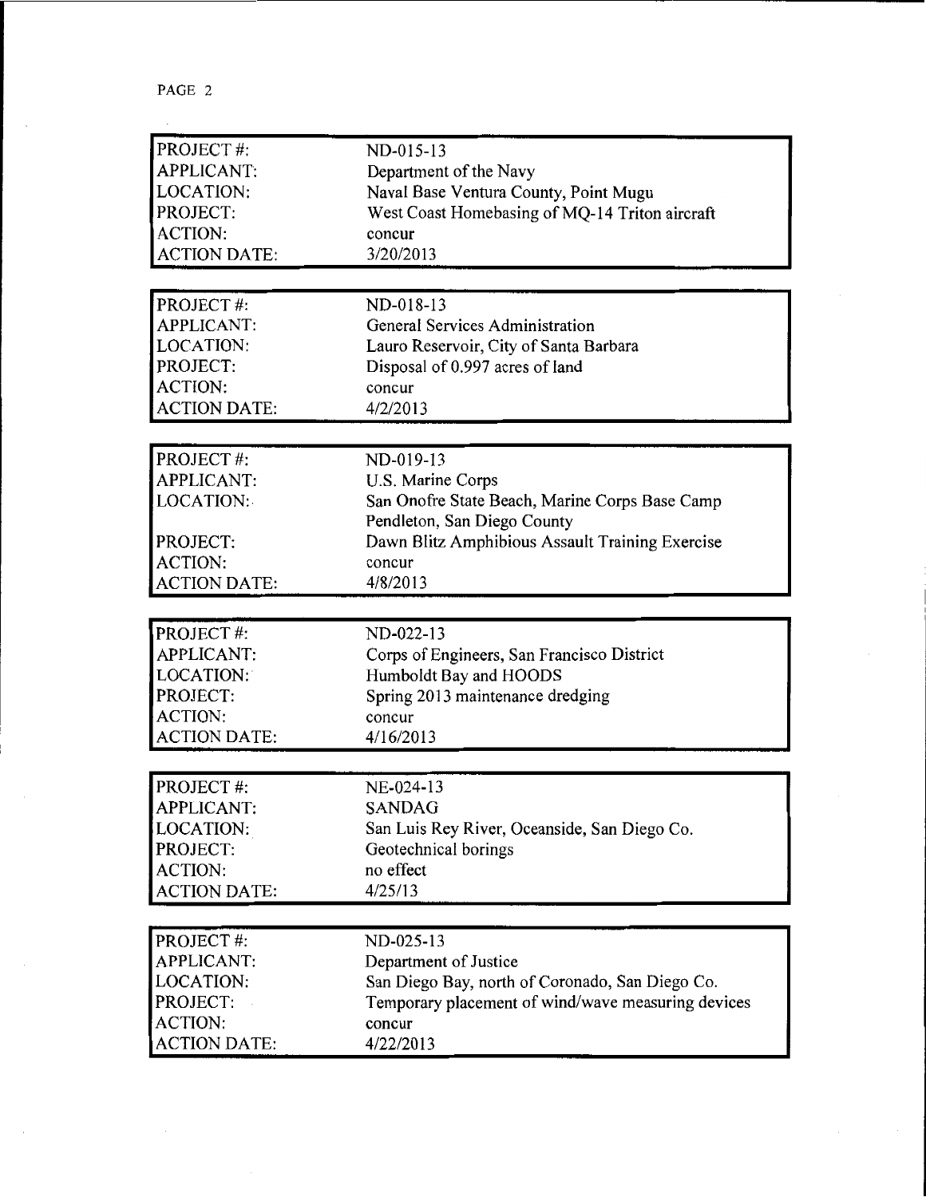| PROJECT #: | ND-015-13 |
|---|---|
| APPLICANT: | Department of the Navy |
| LOCATION: | Naval Base Ventura County, Point Mugu |
| PROJECT: | West Coast Homebasing of MQ-14 Triton aircraft |
| ACTION: | concur |
| ACTION DATE: | 3/20/2013 |

| PROJECT #: | ND-018-13 |
|---|---|
| APPLICANT: | General Services Administration |
| LOCATION: | Lauro Reservoir, City of Santa Barbara |
| PROJECT: | Disposal of 0.997 acres of land |
| ACTION: | concur |
| ACTION DATE: | 4/2/2013 |

| PROJECT #: | ND-019-13 |
|---|---|
| APPLICANT: | U.S. Marine Corps |
| LOCATION: | San Onofre State Beach, Marine Corps Base Camp Pendleton, San Diego County |
| PROJECT: | Dawn Blitz Amphibious Assault Training Exercise |
| ACTION: | concur |
| ACTION DATE: | 4/8/2013 |

| PROJECT #: | ND-022-13 |
|---|---|
| APPLICANT: | Corps of Engineers, San Francisco District |
| LOCATION: | Humboldt Bay and HOODS |
| PROJECT: | Spring 2013 maintenance dredging |
| ACTION: | concur |
| ACTION DATE: | 4/16/2013 |

| PROJECT #: | NE-024-13 |
|---|---|
| APPLICANT: | SANDAG |
| LOCATION: | San Luis Rey River, Oceanside, San Diego Co. |
| PROJECT: | Geotechnical borings |
| ACTION: | no effect |
| ACTION DATE: | 4/25/13 |

| PROJECT #: | ND-025-13 |
|---|---|
| APPLICANT: | Department of Justice |
| LOCATION: | San Diego Bay, north of Coronado, San Diego Co. |
| PROJECT: | Temporary placement of wind/wave measuring devices |
| ACTION: | concur |
| ACTION DATE: | 4/22/2013 |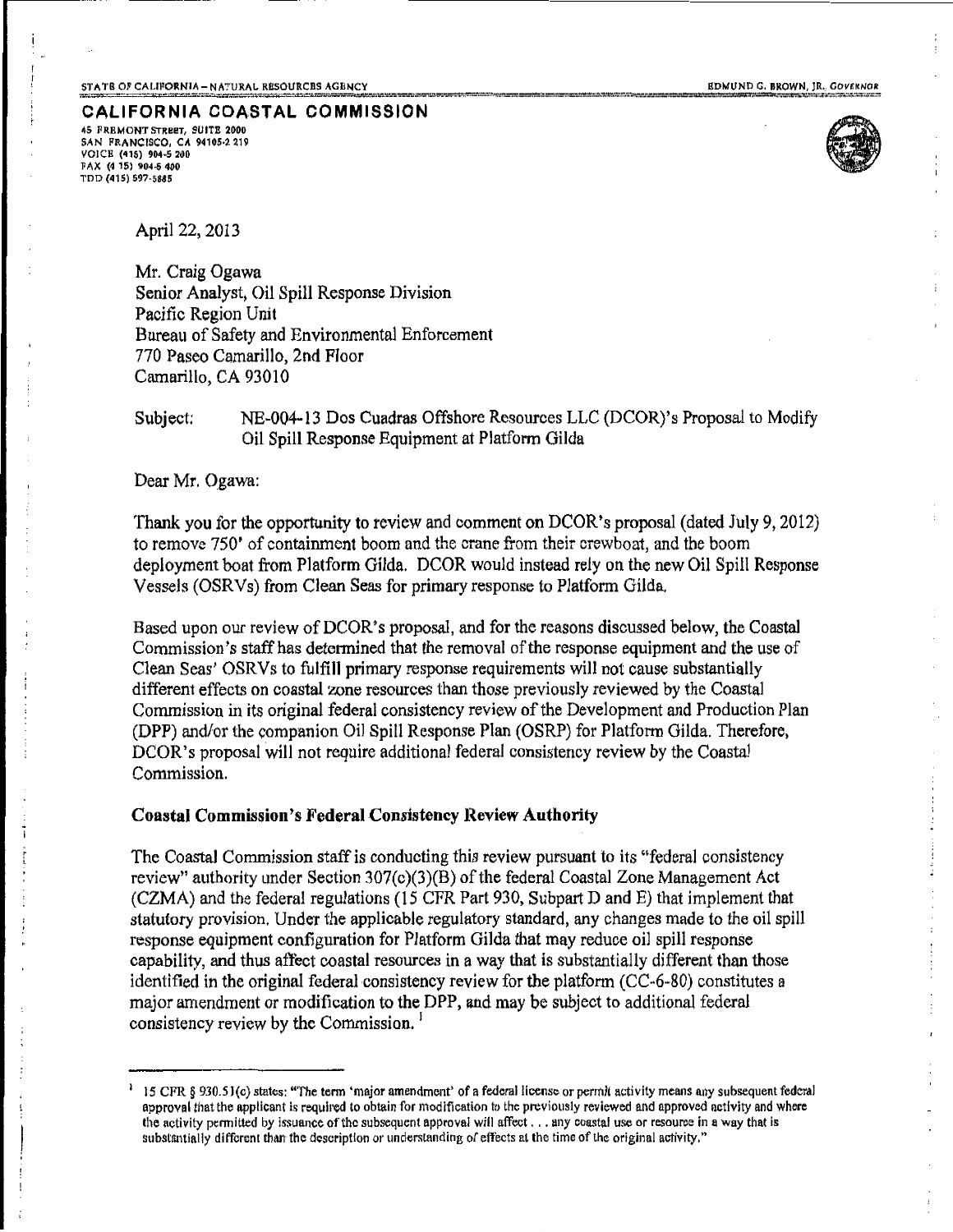STATE OF CALIFORNIA – NATURAL RESOURCES AGENCY EDMUND G. BROWN, JR., *GOVERNOR*

**CALIFORNIA COASTAL COMMISSION**
45 FREMONT STREET, SUITE 2000
SAN FRANCISCO, CA 94105-2219
VOICE (415) 904-5200
FAX (415) 904-5400
TDD (415) 597-5885

April 22, 2013

Mr. Craig Ogawa
Senior Analyst, Oil Spill Response Division
Pacific Region Unit
Bureau of Safety and Environmental Enforcement
770 Paseo Camarillo, 2nd Floor
Camarillo, CA 93010

Subject: NE-004-13 Dos Cuadras Offshore Resources LLC (DCOR)'s Proposal to Modify Oil Spill Response Equipment at Platform Gilda

Dear Mr. Ogawa:

Thank you for the opportunity to review and comment on DCOR's proposal (dated July 9, 2012) to remove 750' of containment boom and the crane from their crewboat, and the boom deployment boat from Platform Gilda. DCOR would instead rely on the new Oil Spill Response Vessels (OSRVs) from Clean Seas for primary response to Platform Gilda.

Based upon our review of DCOR's proposal, and for the reasons discussed below, the Coastal Commission's staff has determined that the removal of the response equipment and the use of Clean Seas' OSRVs to fulfill primary response requirements will not cause substantially different effects on coastal zone resources than those previously reviewed by the Coastal Commission in its original federal consistency review of the Development and Production Plan (DPP) and/or the companion Oil Spill Response Plan (OSRP) for Platform Gilda. Therefore, DCOR's proposal will not require additional federal consistency review by the Coastal Commission.

**Coastal Commission's Federal Consistency Review Authority**

The Coastal Commission staff is conducting this review pursuant to its "federal consistency review" authority under Section 307(c)(3)(B) of the federal Coastal Zone Management Act (CZMA) and the federal regulations (15 CFR Part 930, Subpart D and E) that implement that statutory provision. Under the applicable regulatory standard, any changes made to the oil spill response equipment configuration for Platform Gilda that may reduce oil spill response capability, and thus affect coastal resources in a way that is substantially different than those identified in the original federal consistency review for the platform (CC-6-80) constitutes a major amendment or modification to the DPP, and may be subject to additional federal consistency review by the Commission.[1]

[1] 15 CFR § 930.51(c) states: "The term 'major amendment' of a federal license or permit activity means any subsequent federal approval that the applicant is required to obtain for modification to the previously reviewed and approved activity and where the activity permitted by issuance of the subsequent approval will affect . . . any coastal use or resource in a way that is substantially different than the description or understanding of effects at the time of the original activity."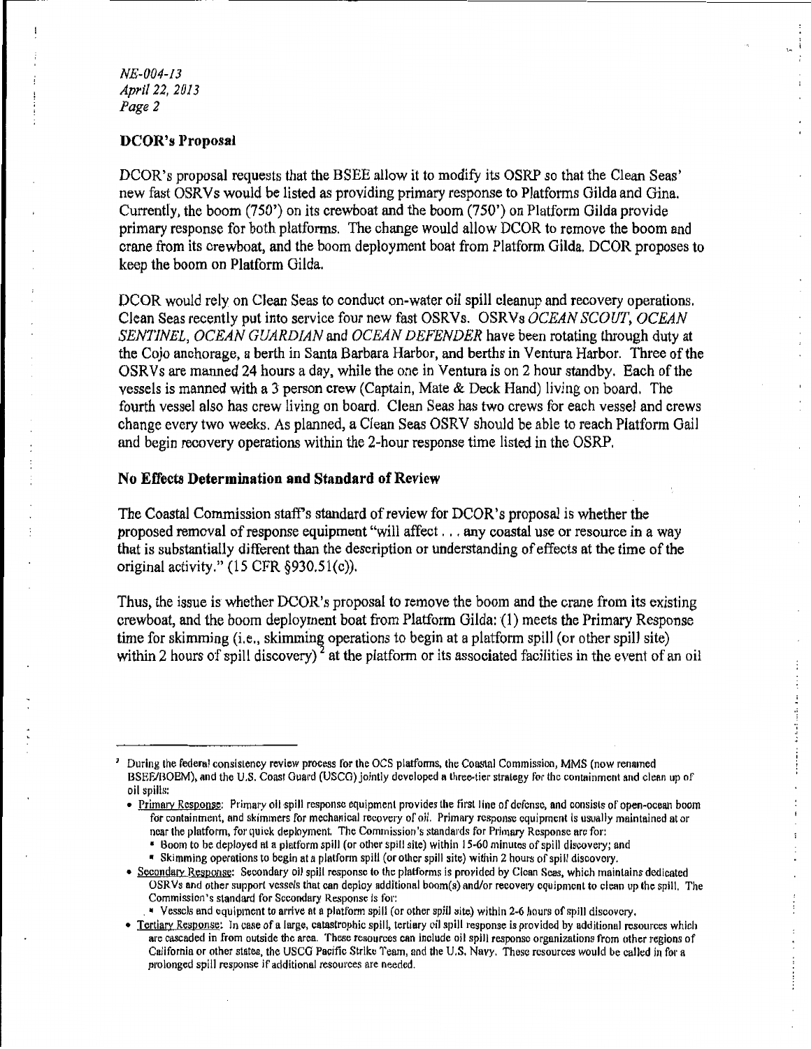## DCOR's Proposal

DCOR's proposal requests that the BSEE allow it to modify its OSRP so that the Clean Seas' new fast OSRVs would be listed as providing primary response to Platforms Gilda and Gina. Currently, the boom (750') on its crewboat and the boom (750') on Platform Gilda provide primary response for both platforms. The change would allow DCOR to remove the boom and crane from its crewboat, and the boom deployment boat from Platform Gilda. DCOR proposes to keep the boom on Platform Gilda.

DCOR would rely on Clean Seas to conduct on-water oil spill cleanup and recovery operations. Clean Seas recently put into service four new fast OSRVs. OSRVs *OCEAN SCOUT, OCEAN SENTINEL, OCEAN GUARDIAN* and *OCEAN DEFENDER* have been rotating through duty at the Cojo anchorage, a berth in Santa Barbara Harbor, and berths in Ventura Harbor. Three of the OSRVs are manned 24 hours a day, while the one in Ventura is on 2 hour standby. Each of the vessels is manned with a 3 person crew (Captain, Mate & Deck Hand) living on board. The fourth vessel also has crew living on board. Clean Seas has two crews for each vessel and crews change every two weeks. As planned, a Clean Seas OSRV should be able to reach Platform Gail and begin recovery operations within the 2-hour response time listed in the OSRP.

## No Effects Determination and Standard of Review

The Coastal Commission staff's standard of review for DCOR's proposal is whether the proposed removal of response equipment "will affect . . . any coastal use or resource in a way that is substantially different than the description or understanding of effects at the time of the original activity." (15 CFR §930.51(c)).

Thus, the issue is whether DCOR's proposal to remove the boom and the crane from its existing crewboat, and the boom deployment boat from Platform Gilda: (1) meets the Primary Response time for skimming (i.e., skimming operations to begin at a platform spill (or other spill site) within 2 hours of spill discovery) [2] at the platform or its associated facilities in the event of an oil

---

[2] During the federal consistency review process for the OCS platforms, the Coastal Commission, MMS (now renamed BSEE/BOEM), and the U.S. Coast Guard (USCG) jointly developed a three-tier strategy for the containment and clean up of oil spills:

- Primary Response: Primary oil spill response equipment provides the first line of defense, and consists of open-ocean boom for containment, and skimmers for mechanical recovery of oil. Primary response equipment is usually maintained at or near the platform, for quick deployment. The Commission's standards for Primary Response are for:
  - Boom to be deployed at a platform spill (or other spill site) within 15-60 minutes of spill discovery; and
  - Skimming operations to begin at a platform spill (or other spill site) within 2 hours of spill discovery.
- Secondary Response: Secondary oil spill response to the platforms is provided by Clean Seas, which maintains dedicated OSRVs and other support vessels that can deploy additional boom(s) and/or recovery equipment to clean up the spill. The Commission's standard for Secondary Response is for:
  - Vessels and equipment to arrive at a platform spill (or other spill site) within 2-6 hours of spill discovery.
- Tertiary Response: In case of a large, catastrophic spill, tertiary oil spill response is provided by additional resources which are cascaded in from outside the area. These resources can include oil spill response organizations from other regions of California or other states, the USCG Pacific Strike Team, and the U.S. Navy. These resources would be called in for a prolonged spill response if additional resources are needed.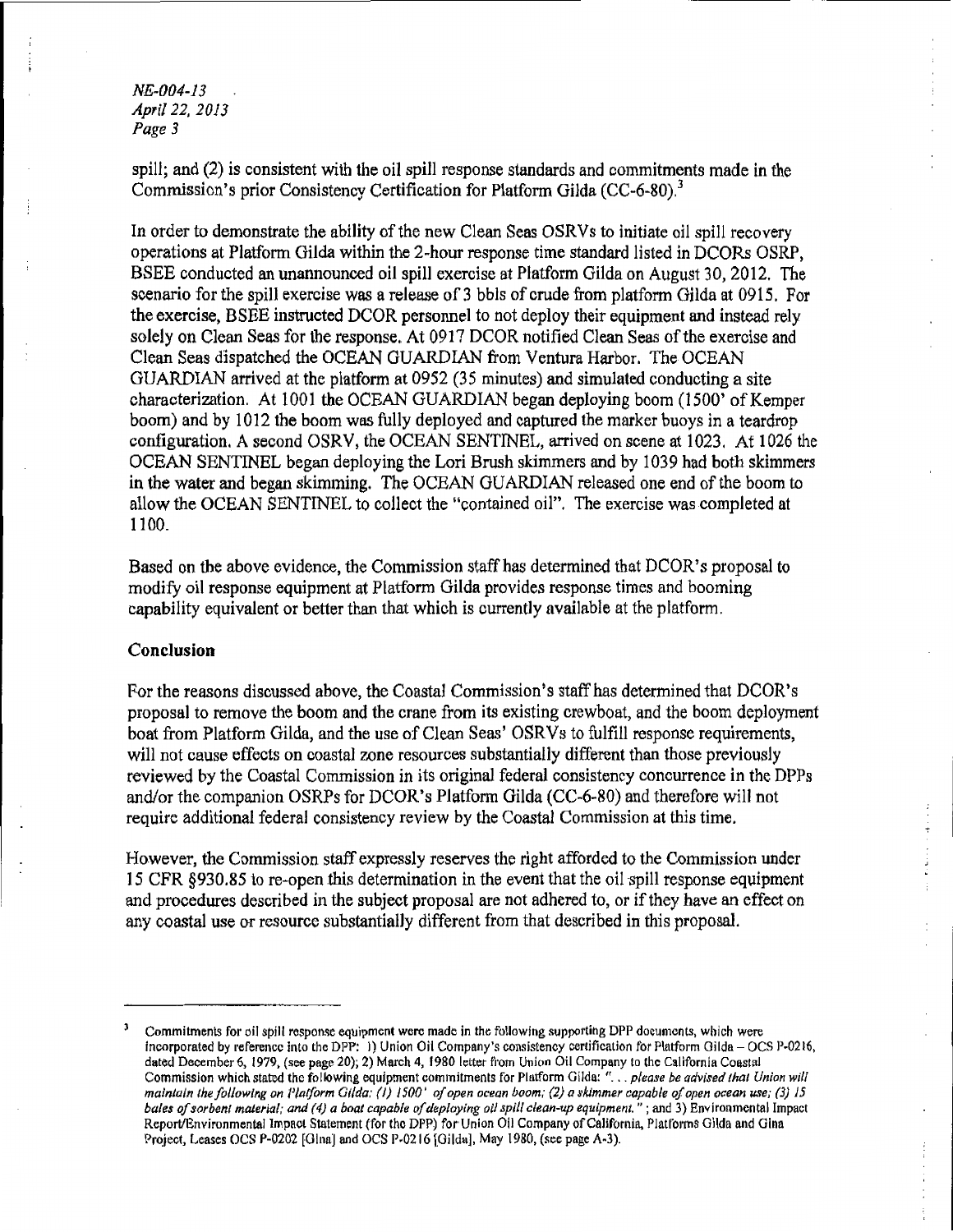spill; and (2) is consistent with the oil spill response standards and commitments made in the Commission's prior Consistency Certification for Platform Gilda (CC-6-80).[3]

In order to demonstrate the ability of the new Clean Seas OSRVs to initiate oil spill recovery operations at Platform Gilda within the 2-hour response time standard listed in DCORs OSRP, BSEE conducted an unannounced oil spill exercise at Platform Gilda on August 30, 2012. The scenario for the spill exercise was a release of 3 bbls of crude from platform Gilda at 0915. For the exercise, BSEE instructed DCOR personnel to not deploy their equipment and instead rely solely on Clean Seas for the response. At 0917 DCOR notified Clean Seas of the exercise and Clean Seas dispatched the OCEAN GUARDIAN from Ventura Harbor. The OCEAN GUARDIAN arrived at the platform at 0952 (35 minutes) and simulated conducting a site characterization. At 1001 the OCEAN GUARDIAN began deploying boom (1500' of Kemper boom) and by 1012 the boom was fully deployed and captured the marker buoys in a teardrop configuration. A second OSRV, the OCEAN SENTINEL, arrived on scene at 1023. At 1026 the OCEAN SENTINEL began deploying the Lori Brush skimmers and by 1039 had both skimmers in the water and began skimming. The OCEAN GUARDIAN released one end of the boom to allow the OCEAN SENTINEL to collect the "contained oil". The exercise was completed at 1100.

Based on the above evidence, the Commission staff has determined that DCOR's proposal to modify oil response equipment at Platform Gilda provides response times and booming capability equivalent or better than that which is currently available at the platform.

## Conclusion

For the reasons discussed above, the Coastal Commission's staff has determined that DCOR's proposal to remove the boom and the crane from its existing crewboat, and the boom deployment boat from Platform Gilda, and the use of Clean Seas' OSRVs to fulfill response requirements, will not cause effects on coastal zone resources substantially different than those previously reviewed by the Coastal Commission in its original federal consistency concurrence in the DPPs and/or the companion OSRPs for DCOR's Platform Gilda (CC-6-80) and therefore will not require additional federal consistency review by the Coastal Commission at this time.

However, the Commission staff expressly reserves the right afforded to the Commission under 15 CFR §930.85 to re-open this determination in the event that the oil spill response equipment and procedures described in the subject proposal are not adhered to, or if they have an effect on any coastal use or resource substantially different from that described in this proposal.

---

[3] Commitments for oil spill response equipment were made in the following supporting DPP documents, which were incorporated by reference into the DPP: 1) Union Oil Company's consistency certification for Platform Gilda – OCS P-0216, dated December 6, 1979, (see page 20); 2) March 4, 1980 letter from Union Oil Company to the California Coastal Commission which stated the following equipment commitments for Platform Gilda: "*. . . please be advised that Union will maintain the following on Platform Gilda: (1) 1500' of open ocean boom; (2) a skimmer capable of open ocean use; (3) 15 bales of sorbent material; and (4) a boat capable of deploying oil spill clean-up equipment.*" ; and 3) Environmental Impact Report/Environmental Impact Statement (for the DPP) for Union Oil Company of California, Platforms Gilda and Gina Project, Leases OCS P-0202 [Gina] and OCS P-0216 [Gilda], May 1980, (see page A-3).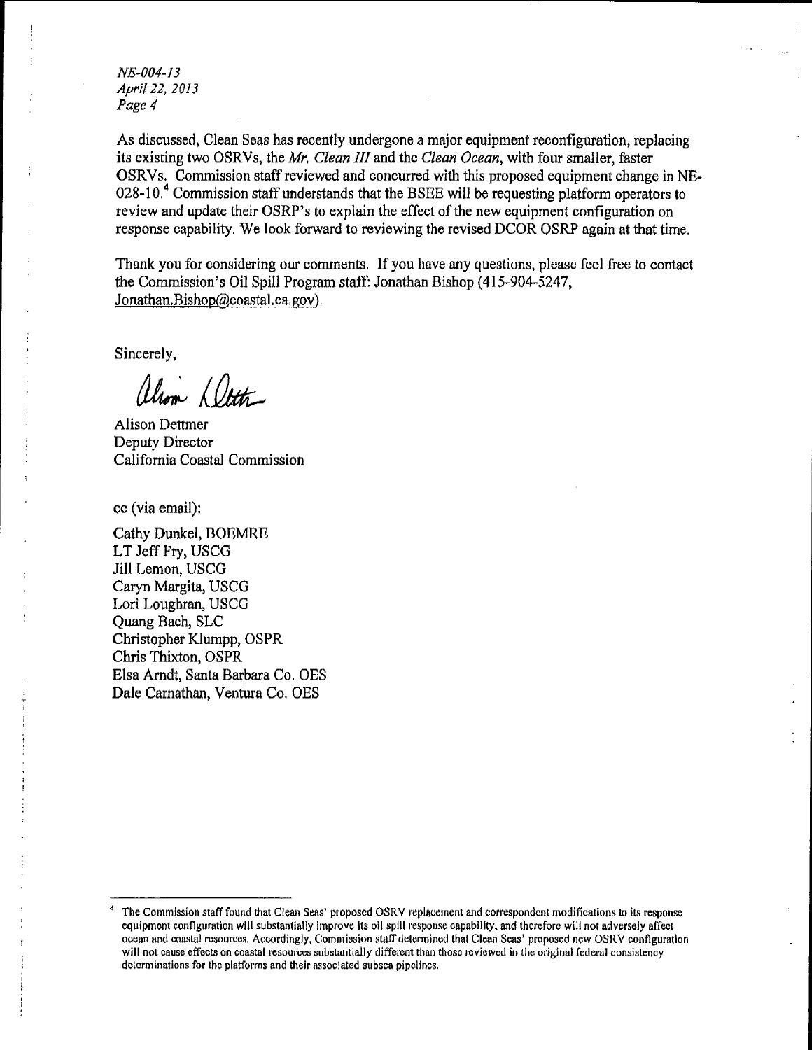As discussed, Clean Seas has recently undergone a major equipment reconfiguration, replacing its existing two OSRVs, the *Mr. Clean III* and the *Clean Ocean*, with four smaller, faster OSRVs. Commission staff reviewed and concurred with this proposed equipment change in NE-028-10.[4] Commission staff understands that the BSEE will be requesting platform operators to review and update their OSRP's to explain the effect of the new equipment configuration on response capability. We look forward to reviewing the revised DCOR OSRP again at that time.

Thank you for considering our comments. If you have any questions, please feel free to contact the Commission's Oil Spill Program staff: Jonathan Bishop (415-904-5247, Jonathan.Bishop@coastal.ca.gov).

Sincerely,

Alison Dettmer
Deputy Director
California Coastal Commission

cc (via email):

Cathy Dunkel, BOEMRE
LT Jeff Fry, USCG
Jill Lemon, USCG
Caryn Margita, USCG
Lori Loughran, USCG
Quang Bach, SLC
Christopher Klumpp, OSPR
Chris Thixton, OSPR
Elsa Arndt, Santa Barbara Co. OES
Dale Carnathan, Ventura Co. OES

---

[4] The Commission staff found that Clean Seas' proposed OSRV replacement and correspondent modifications to its response equipment configuration will substantially improve its oil spill response capability, and therefore will not adversely affect ocean and coastal resources. Accordingly, Commission staff determined that Clean Seas' proposed new OSRV configuration will not cause effects on coastal resources substantially different than those reviewed in the original federal consistency determinations for the platforms and their associated subsea pipelines.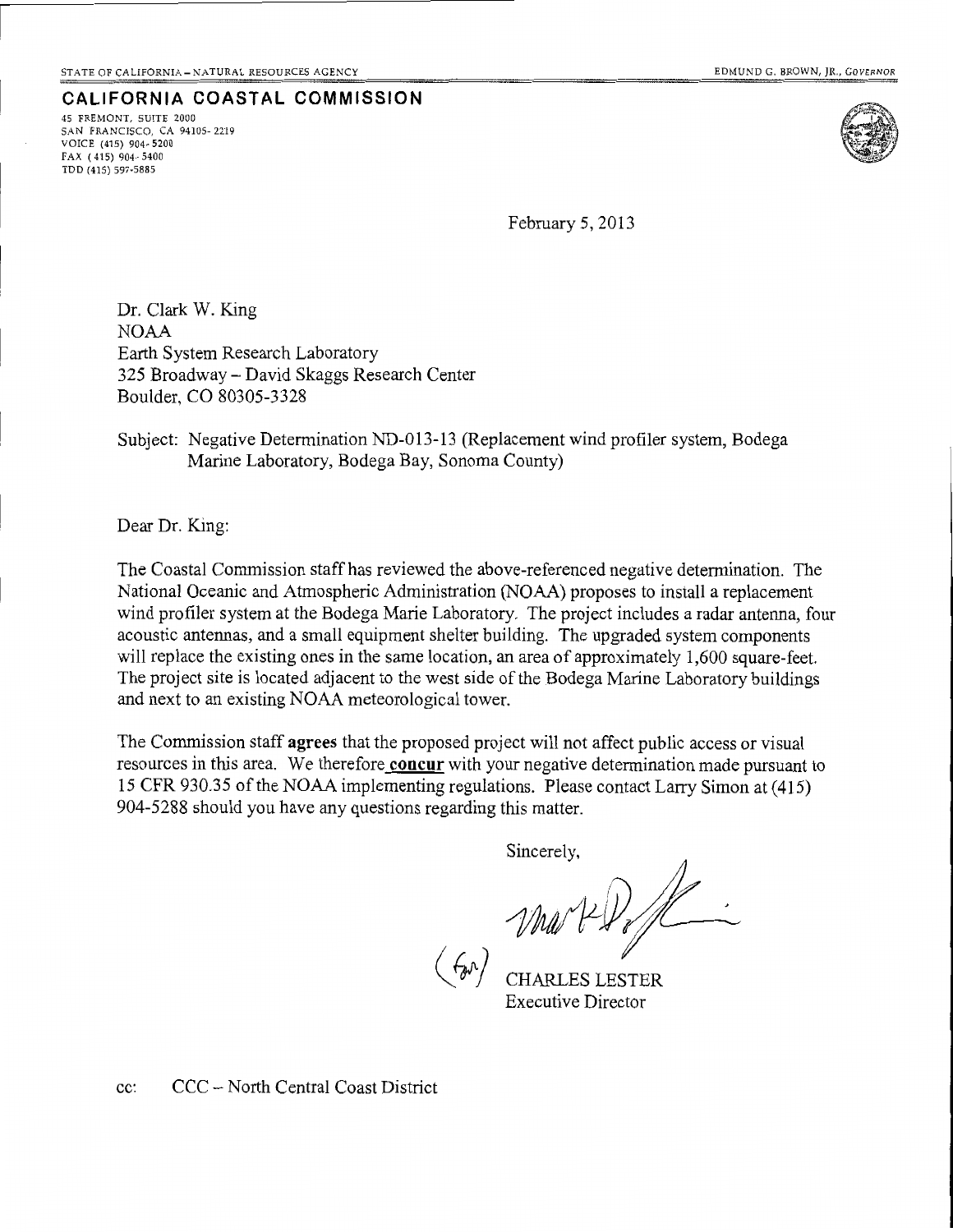STATE OF CALIFORNIA – NATURAL RESOURCES AGENCY

EDMUND G. BROWN, JR., *GOVERNOR*

**CALIFORNIA COASTAL COMMISSION**

45 FREMONT, SUITE 2000
SAN FRANCISCO, CA 94105- 2219
VOICE (415) 904- 5200
FAX (415) 904- 5400
TDD (415) 597-5885

February 5, 2013

Dr. Clark W. King
NOAA
Earth System Research Laboratory
325 Broadway – David Skaggs Research Center
Boulder, CO 80305-3328

Subject: Negative Determination ND-013-13 (Replacement wind profiler system, Bodega Marine Laboratory, Bodega Bay, Sonoma County)

Dear Dr. King:

The Coastal Commission staff has reviewed the above-referenced negative determination. The National Oceanic and Atmospheric Administration (NOAA) proposes to install a replacement wind profiler system at the Bodega Marie Laboratory. The project includes a radar antenna, four acoustic antennas, and a small equipment shelter building. The upgraded system components will replace the existing ones in the same location, an area of approximately 1,600 square-feet. The project site is located adjacent to the west side of the Bodega Marine Laboratory buildings and next to an existing NOAA meteorological tower.

The Commission staff **agrees** that the proposed project will not affect public access or visual resources in this area. We therefore **concur** with your negative determination made pursuant to 15 CFR 930.35 of the NOAA implementing regulations. Please contact Larry Simon at (415) 904-5288 should you have any questions regarding this matter.

Sincerely,

(for) CHARLES LESTER
Executive Director

cc: CCC – North Central Coast District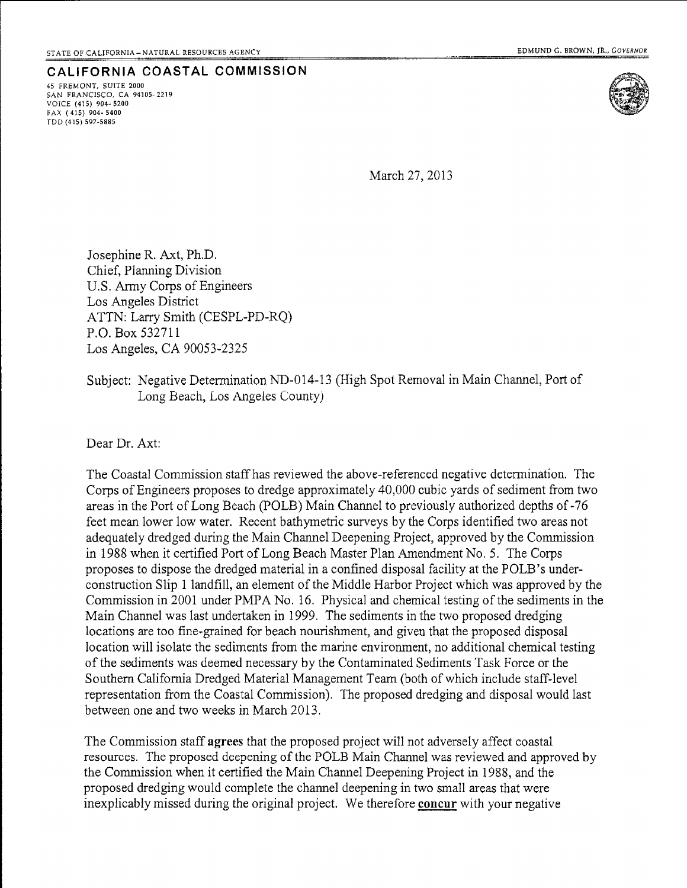STATE OF CALIFORNIA – NATURAL RESOURCES AGENCY

EDMUND G. BROWN, JR., *GOVERNOR*

**CALIFORNIA COASTAL COMMISSION**

45 FREMONT, SUITE 2000
SAN FRANCISCO, CA 94105-2219
VOICE (415) 904-5200
FAX (415) 904-5400
TDD (415) 597-5885

March 27, 2013

Josephine R. Axt, Ph.D.
Chief, Planning Division
U.S. Army Corps of Engineers
Los Angeles District
ATTN: Larry Smith (CESPL-PD-RQ)
P.O. Box 532711
Los Angeles, CA 90053-2325

Subject: Negative Determination ND-014-13 (High Spot Removal in Main Channel, Port of Long Beach, Los Angeles County)

Dear Dr. Axt:

The Coastal Commission staff has reviewed the above-referenced negative determination. The Corps of Engineers proposes to dredge approximately 40,000 cubic yards of sediment from two areas in the Port of Long Beach (POLB) Main Channel to previously authorized depths of -76 feet mean lower low water. Recent bathymetric surveys by the Corps identified two areas not adequately dredged during the Main Channel Deepening Project, approved by the Commission in 1988 when it certified Port of Long Beach Master Plan Amendment No. 5. The Corps proposes to dispose the dredged material in a confined disposal facility at the POLB's under-construction Slip 1 landfill, an element of the Middle Harbor Project which was approved by the Commission in 2001 under PMPA No. 16. Physical and chemical testing of the sediments in the Main Channel was last undertaken in 1999. The sediments in the two proposed dredging locations are too fine-grained for beach nourishment, and given that the proposed disposal location will isolate the sediments from the marine environment, no additional chemical testing of the sediments was deemed necessary by the Contaminated Sediments Task Force or the Southern California Dredged Material Management Team (both of which include staff-level representation from the Coastal Commission). The proposed dredging and disposal would last between one and two weeks in March 2013.

The Commission staff **agrees** that the proposed project will not adversely affect coastal resources. The proposed deepening of the POLB Main Channel was reviewed and approved by the Commission when it certified the Main Channel Deepening Project in 1988, and the proposed dredging would complete the channel deepening in two small areas that were inexplicably missed during the original project. We therefore **concur** with your negative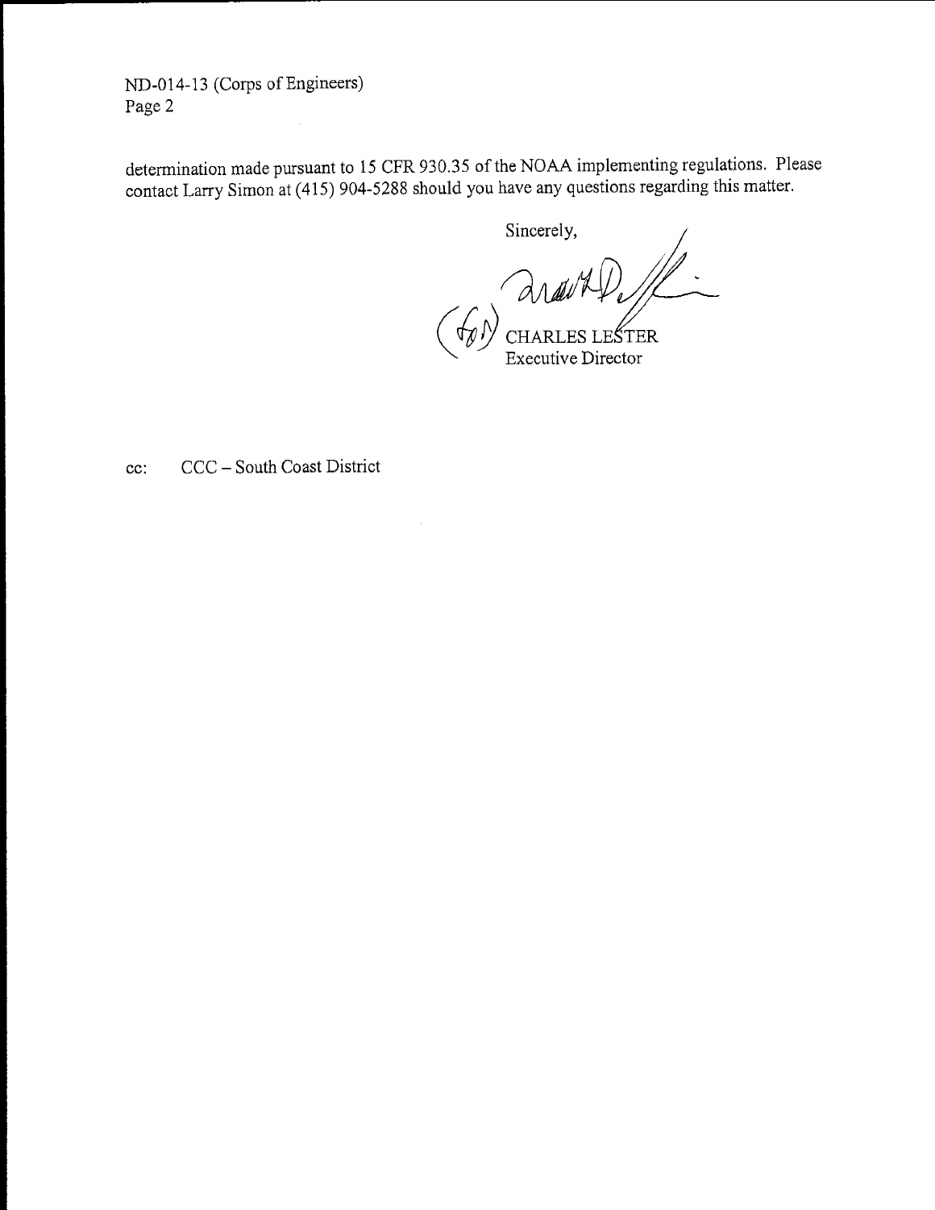determination made pursuant to 15 CFR 930.35 of the NOAA implementing regulations. Please contact Larry Simon at (415) 904-5288 should you have any questions regarding this matter.

Sincerely,

(for) CHARLES LESTER
Executive Director

cc: CCC – South Coast District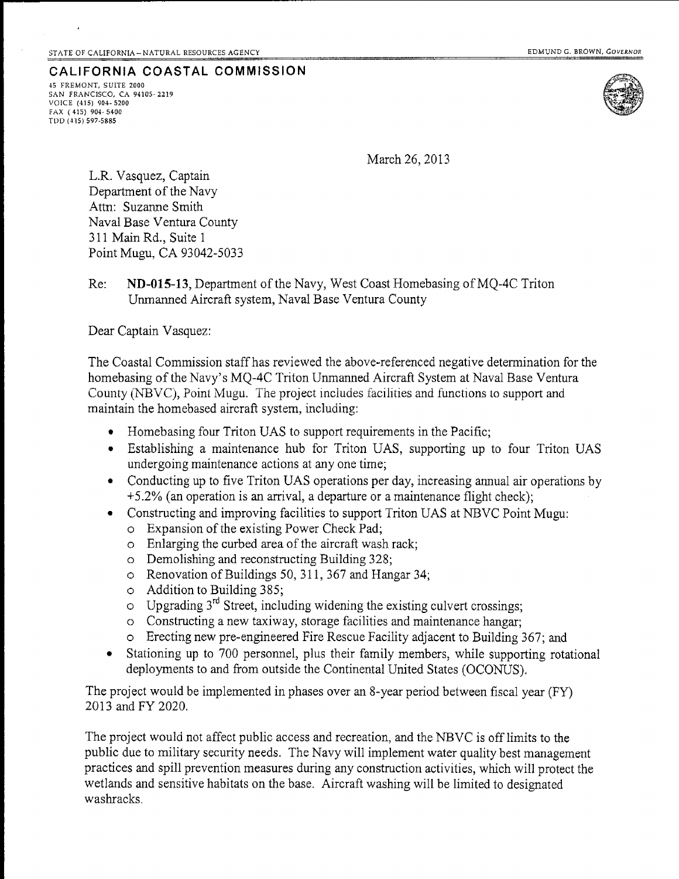STATE OF CALIFORNIA – NATURAL RESOURCES AGENCY EDMUND G. BROWN, *GOVERNOR*

**CALIFORNIA COASTAL COMMISSION**
45 FREMONT, SUITE 2000
SAN FRANCISCO, CA 94105-2219
VOICE (415) 904-5200
FAX (415) 904-5400
TDD (415) 597-5885

March 26, 2013

L.R. Vasquez, Captain
Department of the Navy
Attn: Suzanne Smith
Naval Base Ventura County
311 Main Rd., Suite 1
Point Mugu, CA 93042-5033

Re: **ND-015-13**, Department of the Navy, West Coast Homebasing of MQ-4C Triton Unmanned Aircraft system, Naval Base Ventura County

Dear Captain Vasquez:

The Coastal Commission staff has reviewed the above-referenced negative determination for the homebasing of the Navy's MQ-4C Triton Unmanned Aircraft System at Naval Base Ventura County (NBVC), Point Mugu. The project includes facilities and functions to support and maintain the homebased aircraft system, including:

- Homebasing four Triton UAS to support requirements in the Pacific;
- Establishing a maintenance hub for Triton UAS, supporting up to four Triton UAS undergoing maintenance actions at any one time;
- Conducting up to five Triton UAS operations per day, increasing annual air operations by +5.2% (an operation is an arrival, a departure or a maintenance flight check);
- Constructing and improving facilities to support Triton UAS at NBVC Point Mugu:
  - Expansion of the existing Power Check Pad;
  - Enlarging the curbed area of the aircraft wash rack;
  - Demolishing and reconstructing Building 328;
  - Renovation of Buildings 50, 311, 367 and Hangar 34;
  - Addition to Building 385;
  - Upgrading 3rd Street, including widening the existing culvert crossings;
  - Constructing a new taxiway, storage facilities and maintenance hangar;
  - Erecting new pre-engineered Fire Rescue Facility adjacent to Building 367; and
- Stationing up to 700 personnel, plus their family members, while supporting rotational deployments to and from outside the Continental United States (OCONUS).

The project would be implemented in phases over an 8-year period between fiscal year (FY) 2013 and FY 2020.

The project would not affect public access and recreation, and the NBVC is off limits to the public due to military security needs. The Navy will implement water quality best management practices and spill prevention measures during any construction activities, which will protect the wetlands and sensitive habitats on the base. Aircraft washing will be limited to designated washracks.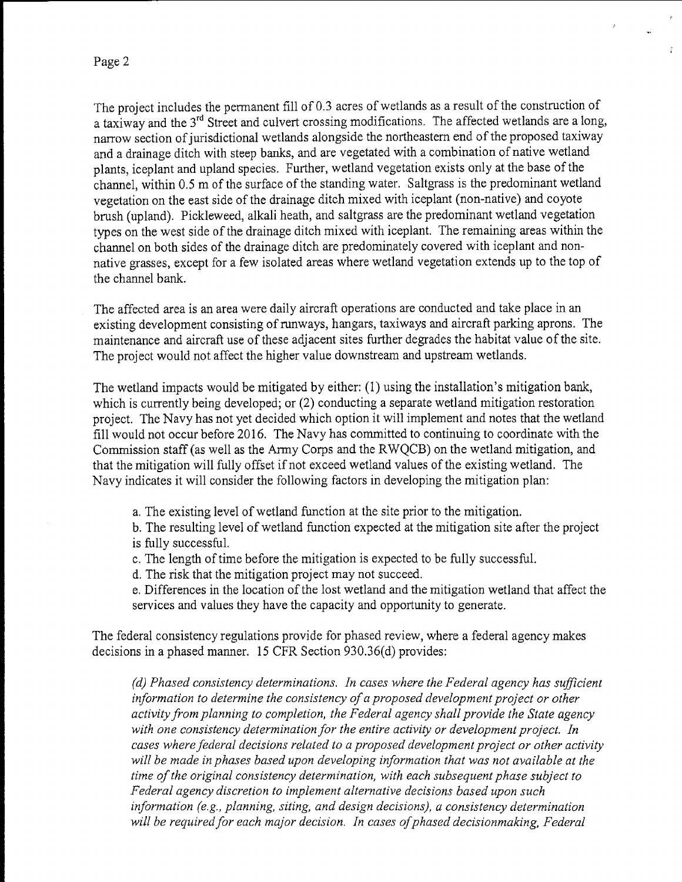The project includes the permanent fill of 0.3 acres of wetlands as a result of the construction of a taxiway and the 3rd Street and culvert crossing modifications. The affected wetlands are a long, narrow section of jurisdictional wetlands alongside the northeastern end of the proposed taxiway and a drainage ditch with steep banks, and are vegetated with a combination of native wetland plants, iceplant and upland species. Further, wetland vegetation exists only at the base of the channel, within 0.5 m of the surface of the standing water. Saltgrass is the predominant wetland vegetation on the east side of the drainage ditch mixed with iceplant (non-native) and coyote brush (upland). Pickleweed, alkali heath, and saltgrass are the predominant wetland vegetation types on the west side of the drainage ditch mixed with iceplant. The remaining areas within the channel on both sides of the drainage ditch are predominately covered with iceplant and non-native grasses, except for a few isolated areas where wetland vegetation extends up to the top of the channel bank.

The affected area is an area were daily aircraft operations are conducted and take place in an existing development consisting of runways, hangars, taxiways and aircraft parking aprons. The maintenance and aircraft use of these adjacent sites further degrades the habitat value of the site. The project would not affect the higher value downstream and upstream wetlands.

The wetland impacts would be mitigated by either: (1) using the installation's mitigation bank, which is currently being developed; or (2) conducting a separate wetland mitigation restoration project. The Navy has not yet decided which option it will implement and notes that the wetland fill would not occur before 2016. The Navy has committed to continuing to coordinate with the Commission staff (as well as the Army Corps and the RWQCB) on the wetland mitigation, and that the mitigation will fully offset if not exceed wetland values of the existing wetland. The Navy indicates it will consider the following factors in developing the mitigation plan:

a. The existing level of wetland function at the site prior to the mitigation.

b. The resulting level of wetland function expected at the mitigation site after the project is fully successful.

c. The length of time before the mitigation is expected to be fully successful.

d. The risk that the mitigation project may not succeed.

e. Differences in the location of the lost wetland and the mitigation wetland that affect the services and values they have the capacity and opportunity to generate.

The federal consistency regulations provide for phased review, where a federal agency makes decisions in a phased manner. 15 CFR Section 930.36(d) provides:

> *(d) Phased consistency determinations. In cases where the Federal agency has sufficient information to determine the consistency of a proposed development project or other activity from planning to completion, the Federal agency shall provide the State agency with one consistency determination for the entire activity or development project. In cases where federal decisions related to a proposed development project or other activity will be made in phases based upon developing information that was not available at the time of the original consistency determination, with each subsequent phase subject to Federal agency discretion to implement alternative decisions based upon such information (e.g., planning, siting, and design decisions), a consistency determination will be required for each major decision. In cases of phased decisionmaking, Federal*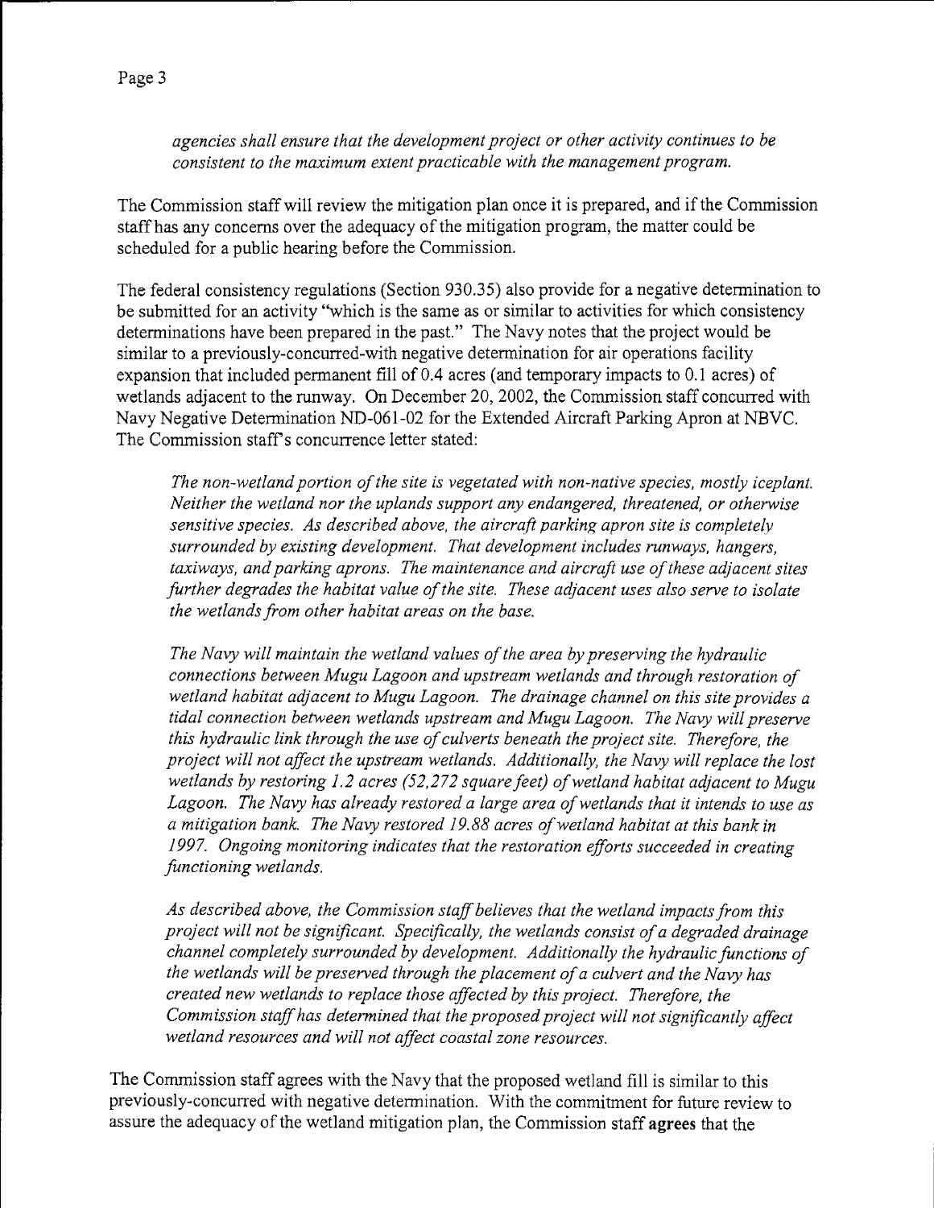*agencies shall ensure that the development project or other activity continues to be consistent to the maximum extent practicable with the management program.*

The Commission staff will review the mitigation plan once it is prepared, and if the Commission staff has any concerns over the adequacy of the mitigation program, the matter could be scheduled for a public hearing before the Commission.

The federal consistency regulations (Section 930.35) also provide for a negative determination to be submitted for an activity "which is the same as or similar to activities for which consistency determinations have been prepared in the past." The Navy notes that the project would be similar to a previously-concurred-with negative determination for air operations facility expansion that included permanent fill of 0.4 acres (and temporary impacts to 0.1 acres) of wetlands adjacent to the runway. On December 20, 2002, the Commission staff concurred with Navy Negative Determination ND-061-02 for the Extended Aircraft Parking Apron at NBVC. The Commission staff's concurrence letter stated:

*The non-wetland portion of the site is vegetated with non-native species, mostly iceplant. Neither the wetland nor the uplands support any endangered, threatened, or otherwise sensitive species. As described above, the aircraft parking apron site is completely surrounded by existing development. That development includes runways, hangers, taxiways, and parking aprons. The maintenance and aircraft use of these adjacent sites further degrades the habitat value of the site. These adjacent uses also serve to isolate the wetlands from other habitat areas on the base.*

*The Navy will maintain the wetland values of the area by preserving the hydraulic connections between Mugu Lagoon and upstream wetlands and through restoration of wetland habitat adjacent to Mugu Lagoon. The drainage channel on this site provides a tidal connection between wetlands upstream and Mugu Lagoon. The Navy will preserve this hydraulic link through the use of culverts beneath the project site. Therefore, the project will not affect the upstream wetlands. Additionally, the Navy will replace the lost wetlands by restoring 1.2 acres (52,272 square feet) of wetland habitat adjacent to Mugu Lagoon. The Navy has already restored a large area of wetlands that it intends to use as a mitigation bank. The Navy restored 19.88 acres of wetland habitat at this bank in 1997. Ongoing monitoring indicates that the restoration efforts succeeded in creating functioning wetlands.*

*As described above, the Commission staff believes that the wetland impacts from this project will not be significant. Specifically, the wetlands consist of a degraded drainage channel completely surrounded by development. Additionally the hydraulic functions of the wetlands will be preserved through the placement of a culvert and the Navy has created new wetlands to replace those affected by this project. Therefore, the Commission staff has determined that the proposed project will not significantly affect wetland resources and will not affect coastal zone resources.*

The Commission staff agrees with the Navy that the proposed wetland fill is similar to this previously-concurred with negative determination. With the commitment for future review to assure the adequacy of the wetland mitigation plan, the Commission staff **agrees** that the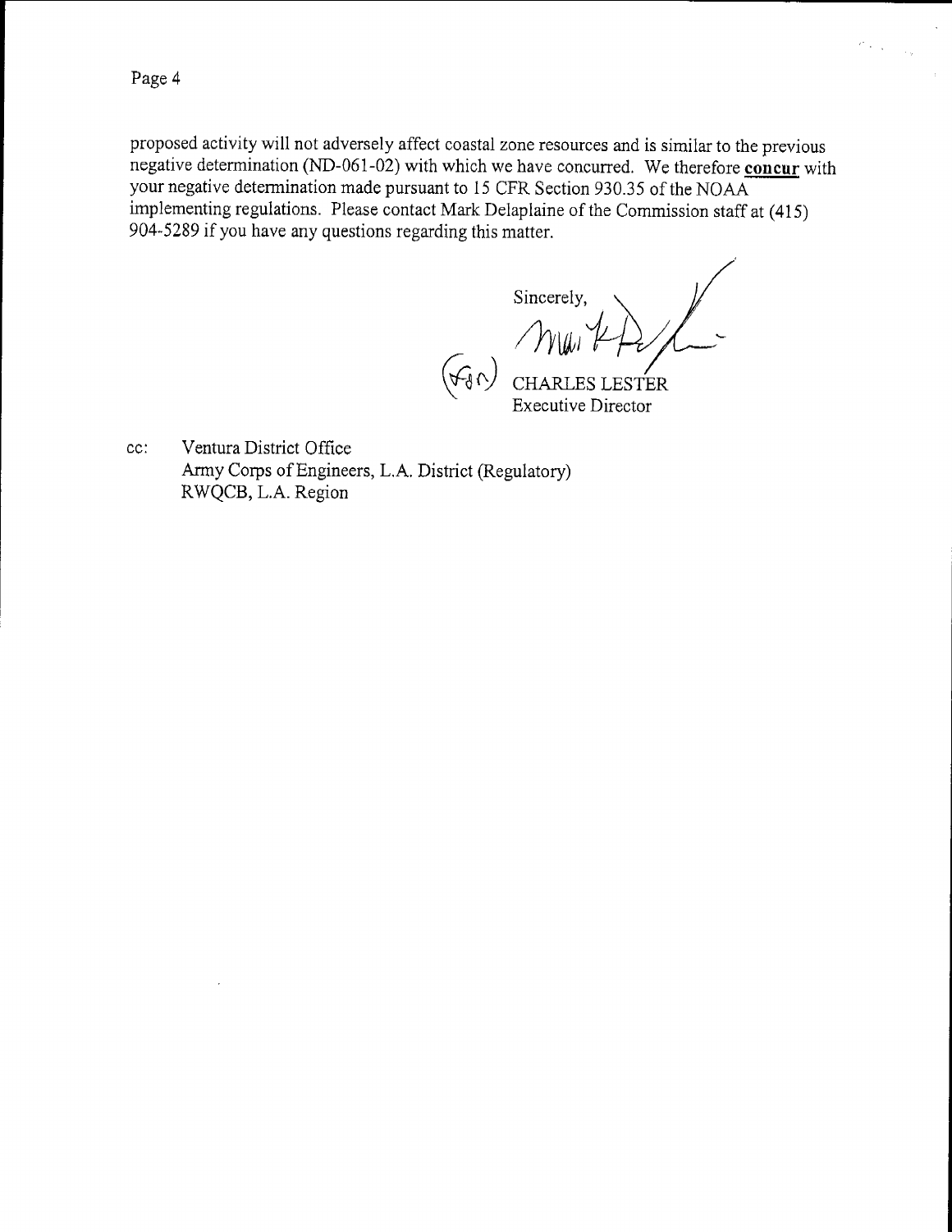proposed activity will not adversely affect coastal zone resources and is similar to the previous negative determination (ND-061-02) with which we have concurred. We therefore **concur** with your negative determination made pursuant to 15 CFR Section 930.35 of the NOAA implementing regulations. Please contact Mark Delaplaine of the Commission staff at (415) 904-5289 if you have any questions regarding this matter.

Sincerely,

(for) CHARLES LESTER
Executive Director

cc: Ventura District Office
Army Corps of Engineers, L.A. District (Regulatory)
RWQCB, L.A. Region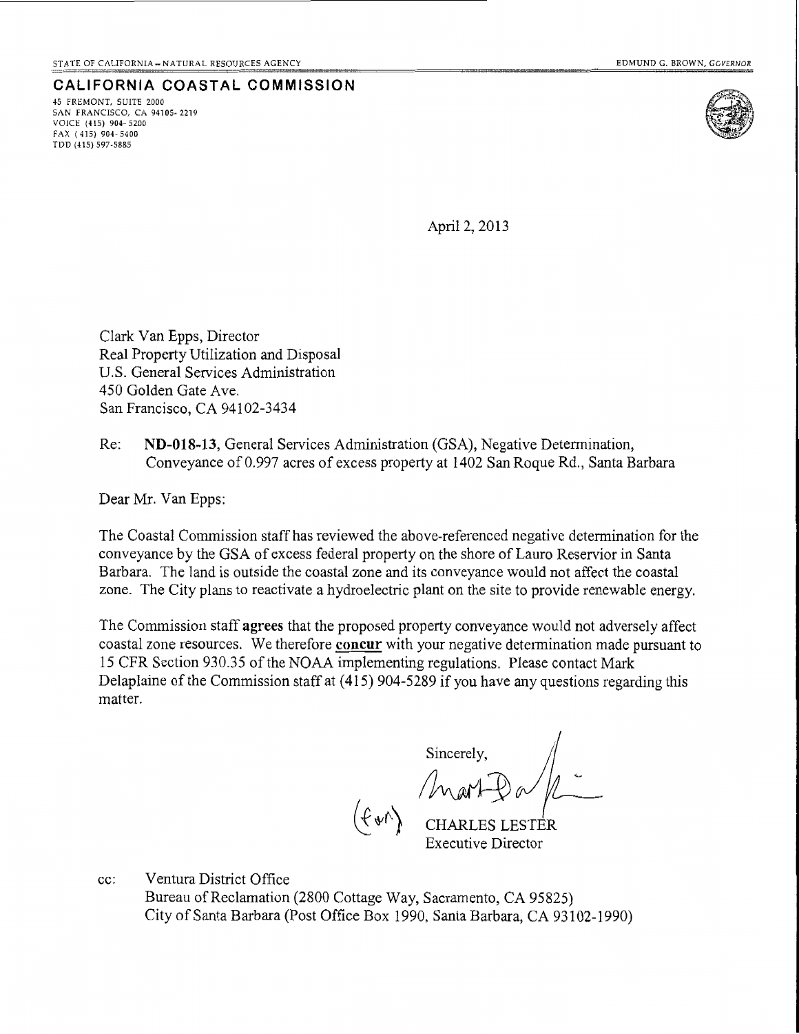STATE OF CALIFORNIA – NATURAL RESOURCES AGENCY

EDMUND G. BROWN, GOVERNOR

**CALIFORNIA COASTAL COMMISSION**

45 FREMONT, SUITE 2000
SAN FRANCISCO, CA 94105-2219
VOICE (415) 904-5200
FAX (415) 904-5400
TDD (415) 597-5885

April 2, 2013

Clark Van Epps, Director
Real Property Utilization and Disposal
U.S. General Services Administration
450 Golden Gate Ave.
San Francisco, CA 94102-3434

Re: **ND-018-13**, General Services Administration (GSA), Negative Determination, Conveyance of 0.997 acres of excess property at 1402 San Roque Rd., Santa Barbara

Dear Mr. Van Epps:

The Coastal Commission staff has reviewed the above-referenced negative determination for the conveyance by the GSA of excess federal property on the shore of Lauro Reservior in Santa Barbara. The land is outside the coastal zone and its conveyance would not affect the coastal zone. The City plans to reactivate a hydroelectric plant on the site to provide renewable energy.

The Commission staff **agrees** that the proposed property conveyance would not adversely affect coastal zone resources. We therefore **concur** with your negative determination made pursuant to 15 CFR Section 930.35 of the NOAA implementing regulations. Please contact Mark Delaplaine of the Commission staff at (415) 904-5289 if you have any questions regarding this matter.

Sincerely,

(for)

CHARLES LESTER
Executive Director

cc: Ventura District Office
Bureau of Reclamation (2800 Cottage Way, Sacramento, CA 95825)
City of Santa Barbara (Post Office Box 1990, Santa Barbara, CA 93102-1990)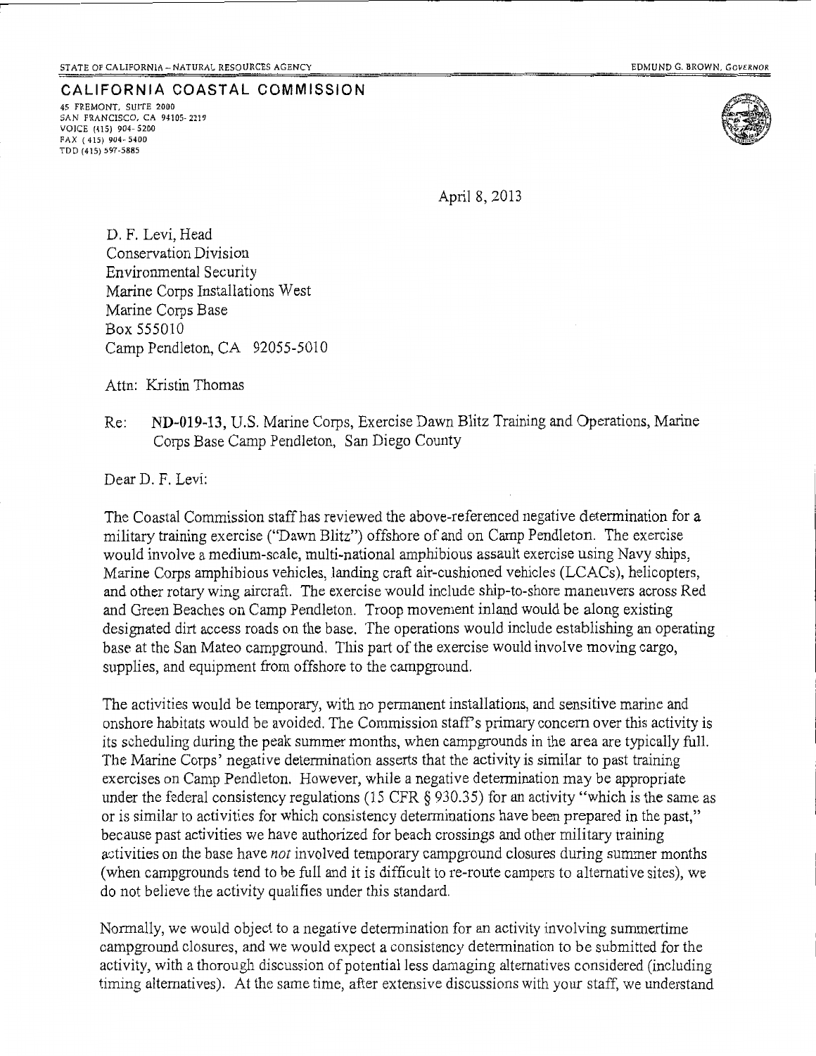STATE OF CALIFORNIA – NATURAL RESOURCES AGENCY

EDMUND G. BROWN, *GOVERNOR*

**CALIFORNIA COASTAL COMMISSION**

45 FREMONT, SUITE 2000
SAN FRANCISCO, CA 94105-2219
VOICE (415) 904-5200
FAX (415) 904-5400
TDD (415) 597-5885

April 8, 2013

D. F. Levi, Head
Conservation Division
Environmental Security
Marine Corps Installations West
Marine Corps Base
Box 555010
Camp Pendleton, CA 92055-5010

Attn: Kristin Thomas

Re: **ND-019-13**, U.S. Marine Corps, Exercise Dawn Blitz Training and Operations, Marine Corps Base Camp Pendleton, San Diego County

Dear D. F. Levi:

The Coastal Commission staff has reviewed the above-referenced negative determination for a military training exercise ("Dawn Blitz") offshore of and on Camp Pendleton. The exercise would involve a medium-scale, multi-national amphibious assault exercise using Navy ships, Marine Corps amphibious vehicles, landing craft air-cushioned vehicles (LCACs), helicopters, and other rotary wing aircraft. The exercise would include ship-to-shore maneuvers across Red and Green Beaches on Camp Pendleton. Troop movement inland would be along existing designated dirt access roads on the base. The operations would include establishing an operating base at the San Mateo campground. This part of the exercise would involve moving cargo, supplies, and equipment from offshore to the campground.

The activities would be temporary, with no permanent installations, and sensitive marine and onshore habitats would be avoided. The Commission staff's primary concern over this activity is its scheduling during the peak summer months, when campgrounds in the area are typically full. The Marine Corps' negative determination asserts that the activity is similar to past training exercises on Camp Pendleton. However, while a negative determination may be appropriate under the federal consistency regulations (15 CFR § 930.35) for an activity "which is the same as or is similar to activities for which consistency determinations have been prepared in the past," because past activities we have authorized for beach crossings and other military training activities on the base have *not* involved temporary campground closures during summer months (when campgrounds tend to be full and it is difficult to re-route campers to alternative sites), we do not believe the activity qualifies under this standard.

Normally, we would object to a negative determination for an activity involving summertime campground closures, and we would expect a consistency determination to be submitted for the activity, with a thorough discussion of potential less damaging alternatives considered (including timing alternatives). At the same time, after extensive discussions with your staff, we understand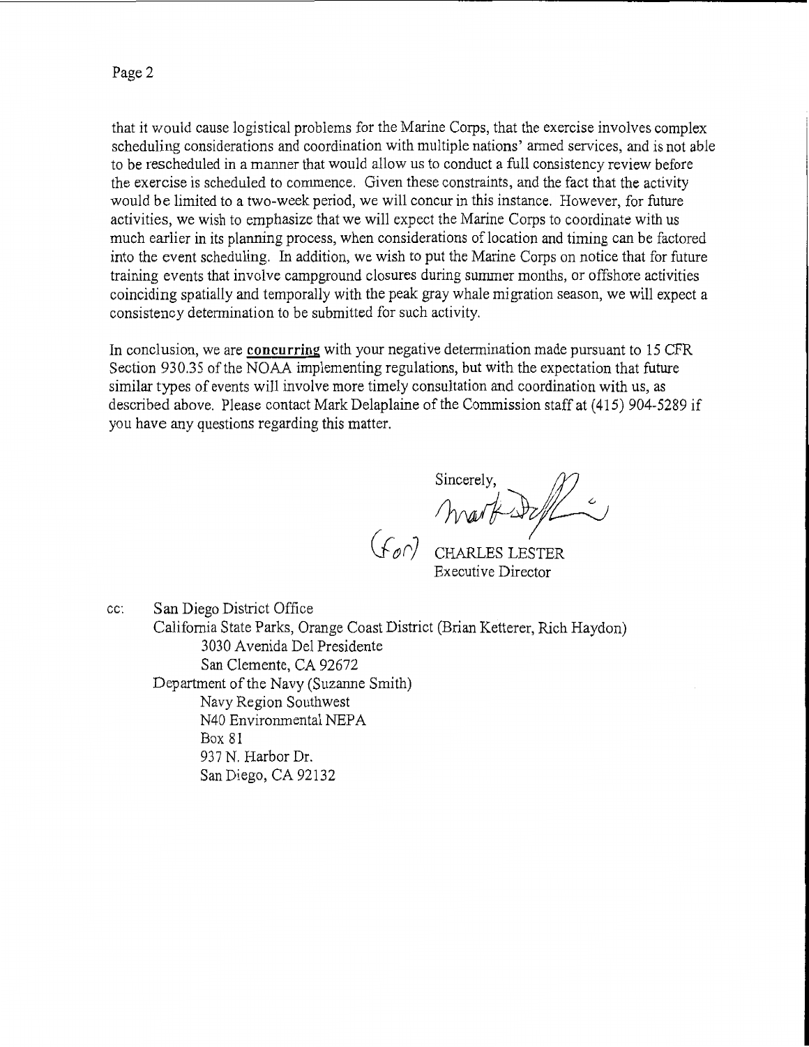that it would cause logistical problems for the Marine Corps, that the exercise involves complex scheduling considerations and coordination with multiple nations' armed services, and is not able to be rescheduled in a manner that would allow us to conduct a full consistency review before the exercise is scheduled to commence. Given these constraints, and the fact that the activity would be limited to a two-week period, we will concur in this instance. However, for future activities, we wish to emphasize that we will expect the Marine Corps to coordinate with us much earlier in its planning process, when considerations of location and timing can be factored into the event scheduling. In addition, we wish to put the Marine Corps on notice that for future training events that involve campground closures during summer months, or offshore activities coinciding spatially and temporally with the peak gray whale migration season, we will expect a consistency determination to be submitted for such activity.

In conclusion, we are **<u>concurring</u>** with your negative determination made pursuant to 15 CFR Section 930.35 of the NOAA implementing regulations, but with the expectation that future similar types of events will involve more timely consultation and coordination with us, as described above. Please contact Mark Delaplaine of the Commission staff at (415) 904-5289 if you have any questions regarding this matter.

Sincerely,

(for) CHARLES LESTER
Executive Director

cc: San Diego District Office
California State Parks, Orange Coast District (Brian Ketterer, Rich Haydon)
3030 Avenida Del Presidente
San Clemente, CA 92672
Department of the Navy (Suzanne Smith)
Navy Region Southwest
N40 Environmental NEPA
Box 81
937 N. Harbor Dr.
San Diego, CA 92132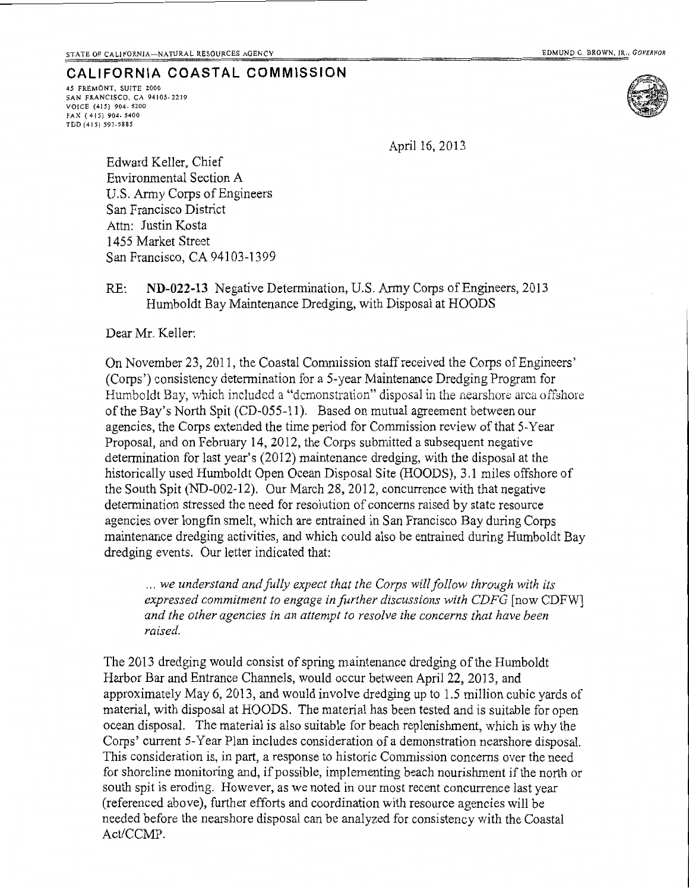STATE OF CALIFORNIA—NATURAL RESOURCES AGENCY

EDMUND G. BROWN, JR., GOVERNOR

# CALIFORNIA COASTAL COMMISSION

45 FREMONT, SUITE 2000
SAN FRANCISCO, CA 94105-2219
VOICE (415) 904-5200
FAX (415) 904-5400
TDD (415) 597-5885

April 16, 2013

Edward Keller, Chief
Environmental Section A
U.S. Army Corps of Engineers
San Francisco District
Attn: Justin Kosta
1455 Market Street
San Francisco, CA 94103-1399

RE: **ND-022-13** Negative Determination, U.S. Army Corps of Engineers, 2013 Humboldt Bay Maintenance Dredging, with Disposal at HOODS

Dear Mr. Keller:

On November 23, 2011, the Coastal Commission staff received the Corps of Engineers' (Corps') consistency determination for a 5-year Maintenance Dredging Program for Humboldt Bay, which included a "demonstration" disposal in the nearshore area offshore of the Bay's North Spit (CD-055-11). Based on mutual agreement between our agencies, the Corps extended the time period for Commission review of that 5-Year Proposal, and on February 14, 2012, the Corps submitted a subsequent negative determination for last year's (2012) maintenance dredging, with the disposal at the historically used Humboldt Open Ocean Disposal Site (HOODS), 3.1 miles offshore of the South Spit (ND-002-12). Our March 28, 2012, concurrence with that negative determination stressed the need for resolution of concerns raised by state resource agencies over longfin smelt, which are entrained in San Francisco Bay during Corps maintenance dredging activities, and which could also be entrained during Humboldt Bay dredging events. Our letter indicated that:

> *... we understand and fully expect that the Corps will follow through with its expressed commitment to engage in further discussions with CDFG* [now CDFW] *and the other agencies in an attempt to resolve the concerns that have been raised.*

The 2013 dredging would consist of spring maintenance dredging of the Humboldt Harbor Bar and Entrance Channels, would occur between April 22, 2013, and approximately May 6, 2013, and would involve dredging up to 1.5 million cubic yards of material, with disposal at HOODS. The material has been tested and is suitable for open ocean disposal. The material is also suitable for beach replenishment, which is why the Corps' current 5-Year Plan includes consideration of a demonstration nearshore disposal. This consideration is, in part, a response to historic Commission concerns over the need for shoreline monitoring and, if possible, implementing beach nourishment if the north or south spit is eroding. However, as we noted in our most recent concurrence last year (referenced above), further efforts and coordination with resource agencies will be needed before the nearshore disposal can be analyzed for consistency with the Coastal Act/CCMP.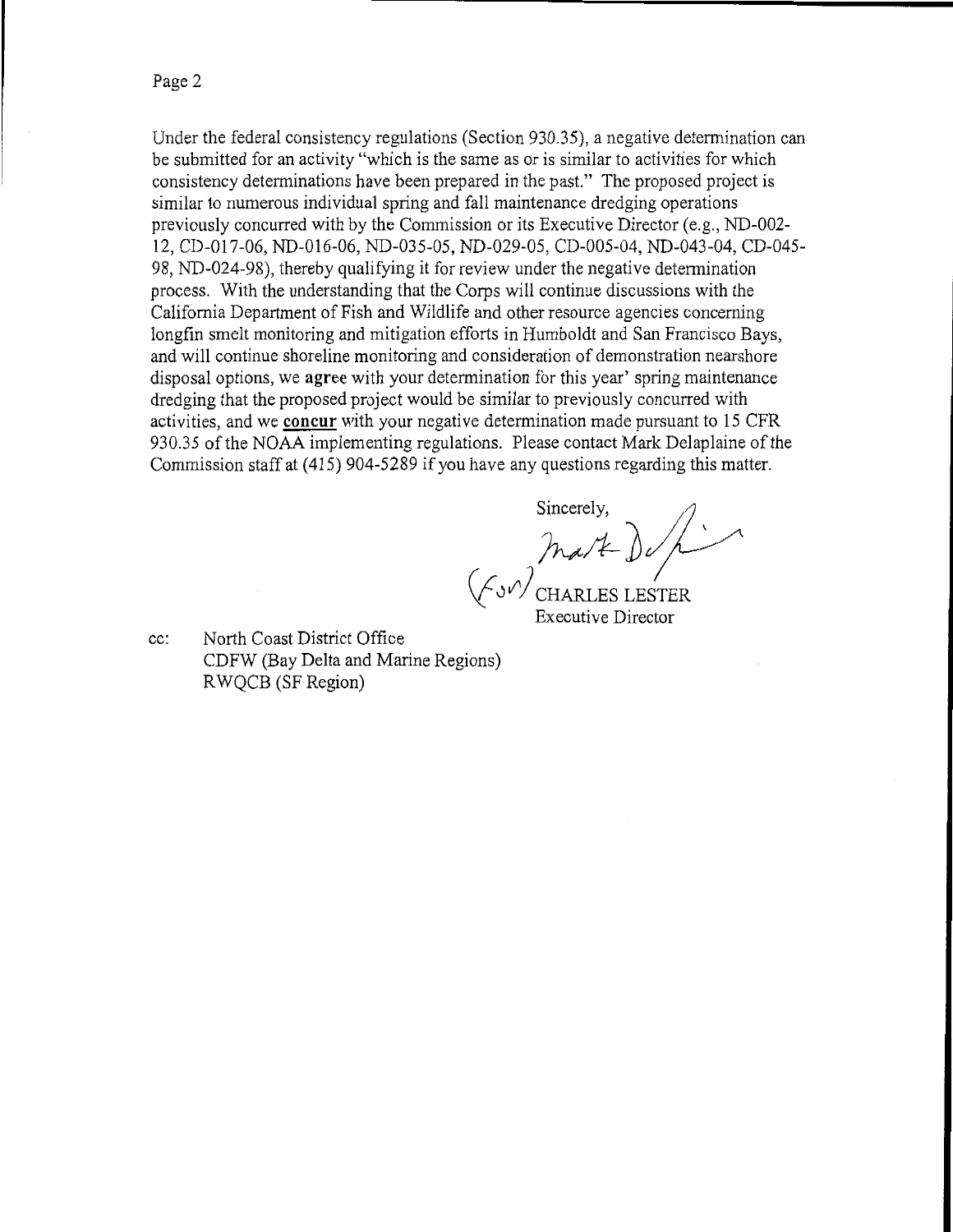Under the federal consistency regulations (Section 930.35), a negative determination can be submitted for an activity "which is the same as or is similar to activities for which consistency determinations have been prepared in the past." The proposed project is similar to numerous individual spring and fall maintenance dredging operations previously concurred with by the Commission or its Executive Director (e.g., ND-002-12, CD-017-06, ND-016-06, ND-035-05, ND-029-05, CD-005-04, ND-043-04, CD-045-98, ND-024-98), thereby qualifying it for review under the negative determination process. With the understanding that the Corps will continue discussions with the California Department of Fish and Wildlife and other resource agencies concerning longfin smelt monitoring and mitigation efforts in Humboldt and San Francisco Bays, and will continue shoreline monitoring and consideration of demonstration nearshore disposal options, we **agree** with your determination for this year' spring maintenance dredging that the proposed project would be similar to previously concurred with activities, and we **concur** with your negative determination made pursuant to 15 CFR 930.35 of the NOAA implementing regulations. Please contact Mark Delaplaine of the Commission staff at (415) 904-5289 if you have any questions regarding this matter.

Sincerely,

Mark Delaplaine

(For) CHARLES LESTER
Executive Director

cc: North Coast District Office
CDFW (Bay Delta and Marine Regions)
RWQCB (SF Region)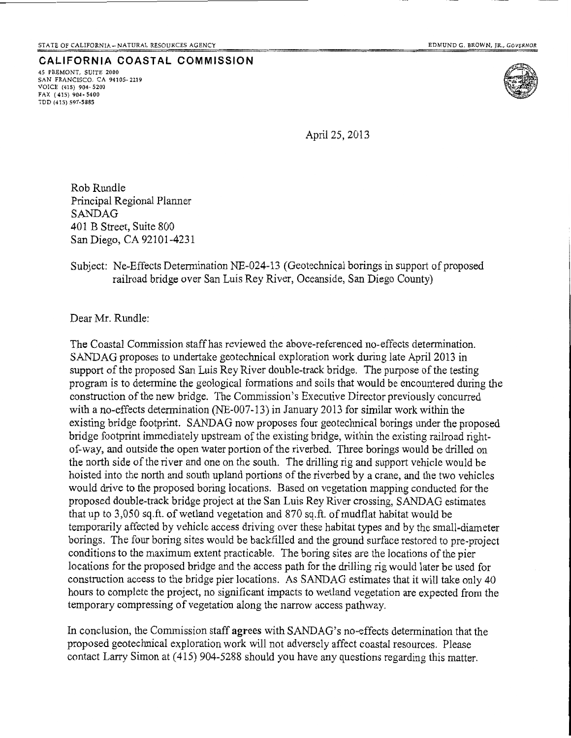STATE OF CALIFORNIA – NATURAL RESOURCES AGENCY

EDMUND G. BROWN, JR., GOVERNOR

**CALIFORNIA COASTAL COMMISSION**

45 FREMONT, SUITE 2000
SAN FRANCISCO, CA 94105-2219
VOICE (415) 904-5200
FAX (415) 904-5400
TDD (415) 597-5885

April 25, 2013

Rob Rundle
Principal Regional Planner
SANDAG
401 B Street, Suite 800
San Diego, CA 92101-4231

Subject: Ne-Effects Determination NE-024-13 (Geotechnical borings in support of proposed railroad bridge over San Luis Rey River, Oceanside, San Diego County)

Dear Mr. Rundle:

The Coastal Commission staff has reviewed the above-referenced no-effects determination. SANDAG proposes to undertake geotechnical exploration work during late April 2013 in support of the proposed San Luis Rey River double-track bridge. The purpose of the testing program is to determine the geological formations and soils that would be encountered during the construction of the new bridge. The Commission's Executive Director previously concurred with a no-effects determination (NE-007-13) in January 2013 for similar work within the existing bridge footprint. SANDAG now proposes four geotechnical borings under the proposed bridge footprint immediately upstream of the existing bridge, within the existing railroad right-of-way, and outside the open water portion of the riverbed. Three borings would be drilled on the north side of the river and one on the south. The drilling rig and support vehicle would be hoisted into the north and south upland portions of the riverbed by a crane, and the two vehicles would drive to the proposed boring locations. Based on vegetation mapping conducted for the proposed double-track bridge project at the San Luis Rey River crossing, SANDAG estimates that up to 3,050 sq.ft. of wetland vegetation and 870 sq.ft. of mudflat habitat would be temporarily affected by vehicle access driving over these habitat types and by the small-diameter borings. The four boring sites would be backfilled and the ground surface restored to pre-project conditions to the maximum extent practicable. The boring sites are the locations of the pier locations for the proposed bridge and the access path for the drilling rig would later be used for construction access to the bridge pier locations. As SANDAG estimates that it will take only 40 hours to complete the project, no significant impacts to wetland vegetation are expected from the temporary compressing of vegetation along the narrow access pathway.

In conclusion, the Commission staff **agrees** with SANDAG's no-effects determination that the proposed geotechnical exploration work will not adversely affect coastal resources. Please contact Larry Simon at (415) 904-5288 should you have any questions regarding this matter.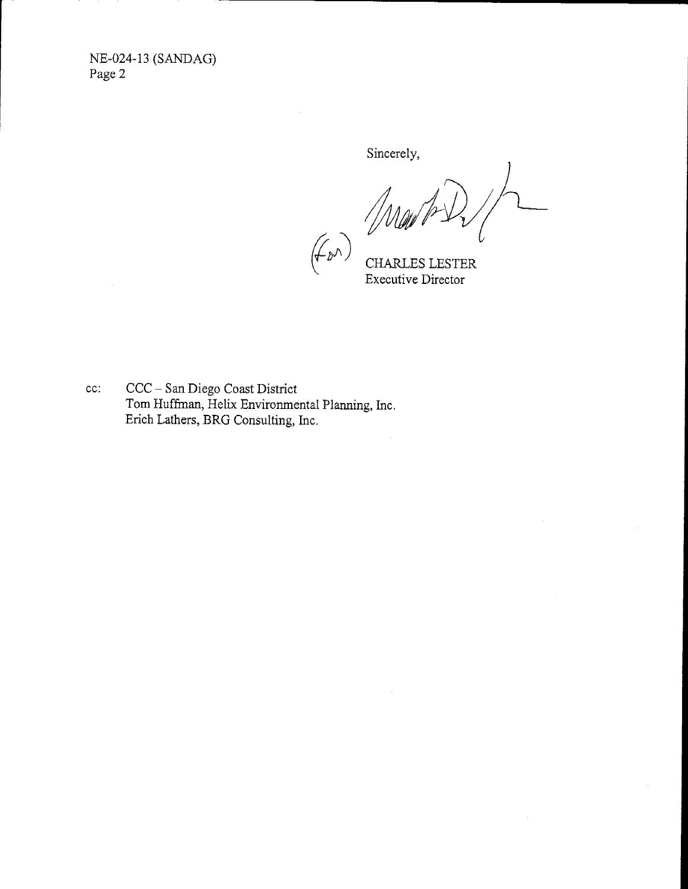Sincerely,

(for)

CHARLES LESTER
Executive Director

cc: CCC – San Diego Coast District
Tom Huffman, Helix Environmental Planning, Inc.
Erich Lathers, BRG Consulting, Inc.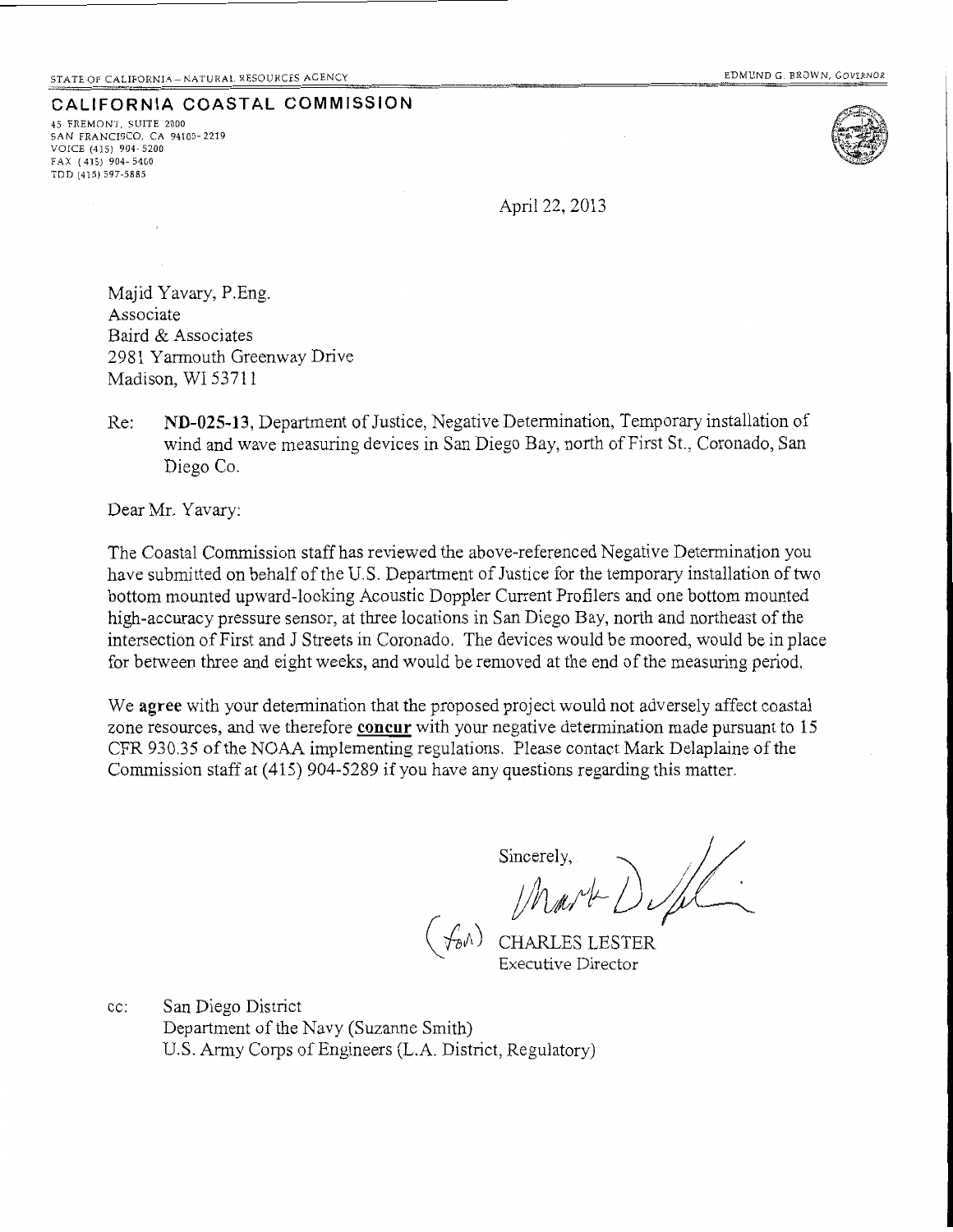STATE OF CALIFORNIA – NATURAL RESOURCES AGENCY EDMUND G. BROWN, GOVERNOR

**CALIFORNIA COASTAL COMMISSION**

45 FREMONT, SUITE 2000
SAN FRANCISCO, CA 94105-2219
VOICE (415) 904-5200
FAX (415) 904-5400
TDD (415) 597-5885

April 22, 2013

Majid Yavary, P.Eng.
Associate
Baird & Associates
2981 Yarmouth Greenway Drive
Madison, WI 53711

Re: **ND-025-13**, Department of Justice, Negative Determination, Temporary installation of wind and wave measuring devices in San Diego Bay, north of First St., Coronado, San Diego Co.

Dear Mr. Yavary:

The Coastal Commission staff has reviewed the above-referenced Negative Determination you have submitted on behalf of the U.S. Department of Justice for the temporary installation of two bottom mounted upward-looking Acoustic Doppler Current Profilers and one bottom mounted high-accuracy pressure sensor, at three locations in San Diego Bay, north and northeast of the intersection of First and J Streets in Coronado. The devices would be moored, would be in place for between three and eight weeks, and would be removed at the end of the measuring period.

We **agree** with your determination that the proposed project would not adversely affect coastal zone resources, and we therefore **concur** with your negative determination made pursuant to 15 CFR 930.35 of the NOAA implementing regulations. Please contact Mark Delaplaine of the Commission staff at (415) 904-5289 if you have any questions regarding this matter.

Sincerely,

Mark Del...

(for) CHARLES LESTER
Executive Director

cc: San Diego District
Department of the Navy (Suzanne Smith)
U.S. Army Corps of Engineers (L.A. District, Regulatory)